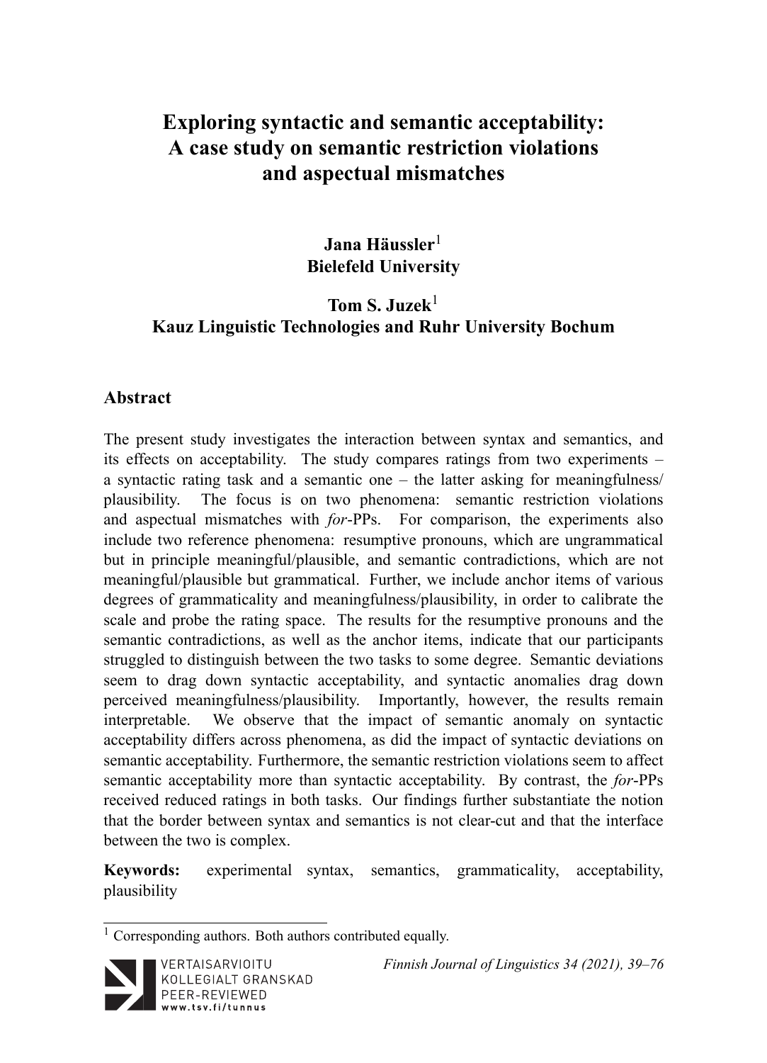# Exploring syntactic and semantic acceptability: A case study on semantic restriction violations and aspectual mismatches

**Jana Häussler**[1]
**Bielefeld University**

**Tom S. Juzek**[1]
**Kauz Linguistic Technologies and Ruhr University Bochum**

## Abstract

The present study investigates the interaction between syntax and semantics, and its effects on acceptability. The study compares ratings from two experiments – a syntactic rating task and a semantic one – the latter asking for meaningfulness/plausibility. The focus is on two phenomena: semantic restriction violations and aspectual mismatches with *for*-PPs. For comparison, the experiments also include two reference phenomena: resumptive pronouns, which are ungrammatical but in principle meaningful/plausible, and semantic contradictions, which are not meaningful/plausible but grammatical. Further, we include anchor items of various degrees of grammaticality and meaningfulness/plausibility, in order to calibrate the scale and probe the rating space. The results for the resumptive pronouns and the semantic contradictions, as well as the anchor items, indicate that our participants struggled to distinguish between the two tasks to some degree. Semantic deviations seem to drag down syntactic acceptability, and syntactic anomalies drag down perceived meaningfulness/plausibility. Importantly, however, the results remain interpretable. We observe that the impact of semantic anomaly on syntactic acceptability differs across phenomena, as did the impact of syntactic deviations on semantic acceptability. Furthermore, the semantic restriction violations seem to affect semantic acceptability more than syntactic acceptability. By contrast, the *for*-PPs received reduced ratings in both tasks. Our findings further substantiate the notion that the border between syntax and semantics is not clear-cut and that the interface between the two is complex.

**Keywords:** experimental syntax, semantics, grammaticality, acceptability, plausibility

[1] Corresponding authors. Both authors contributed equally.

VERTAISARVIOITU KOLLEGIALT GRANSKAD PEER-REVIEWED www.tsv.fi/tunnus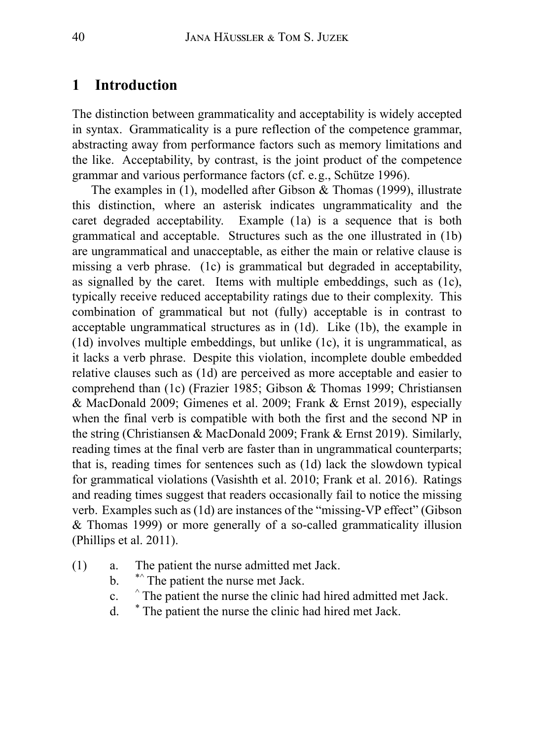## 1 Introduction

The distinction between grammaticality and acceptability is widely accepted in syntax. Grammaticality is a pure reflection of the competence grammar, abstracting away from performance factors such as memory limitations and the like. Acceptability, by contrast, is the joint product of the competence grammar and various performance factors (cf. e.g., Schütze 1996).

The examples in (1), modelled after Gibson & Thomas (1999), illustrate this distinction, where an asterisk indicates ungrammaticality and the caret degraded acceptability. Example (1a) is a sequence that is both grammatical and acceptable. Structures such as the one illustrated in (1b) are ungrammatical and unacceptable, as either the main or relative clause is missing a verb phrase. (1c) is grammatical but degraded in acceptability, as signalled by the caret. Items with multiple embeddings, such as (1c), typically receive reduced acceptability ratings due to their complexity. This combination of grammatical but not (fully) acceptable is in contrast to acceptable ungrammatical structures as in (1d). Like (1b), the example in (1d) involves multiple embeddings, but unlike (1c), it is ungrammatical, as it lacks a verb phrase. Despite this violation, incomplete double embedded relative clauses such as (1d) are perceived as more acceptable and easier to comprehend than (1c) (Frazier 1985; Gibson & Thomas 1999; Christiansen & MacDonald 2009; Gimenes et al. 2009; Frank & Ernst 2019), especially when the final verb is compatible with both the first and the second NP in the string (Christiansen & MacDonald 2009; Frank & Ernst 2019). Similarly, reading times at the final verb are faster than in ungrammatical counterparts; that is, reading times for sentences such as (1d) lack the slowdown typical for grammatical violations (Vasishth et al. 2010; Frank et al. 2016). Ratings and reading times suggest that readers occasionally fail to notice the missing verb. Examples such as (1d) are instances of the "missing-VP effect" (Gibson & Thomas 1999) or more generally of a so-called grammaticality illusion (Phillips et al. 2011).

(1)
a. The patient the nurse admitted met Jack.
b. *^ The patient the nurse met Jack.
c. ^ The patient the nurse the clinic had hired admitted met Jack.
d. * The patient the nurse the clinic had hired met Jack.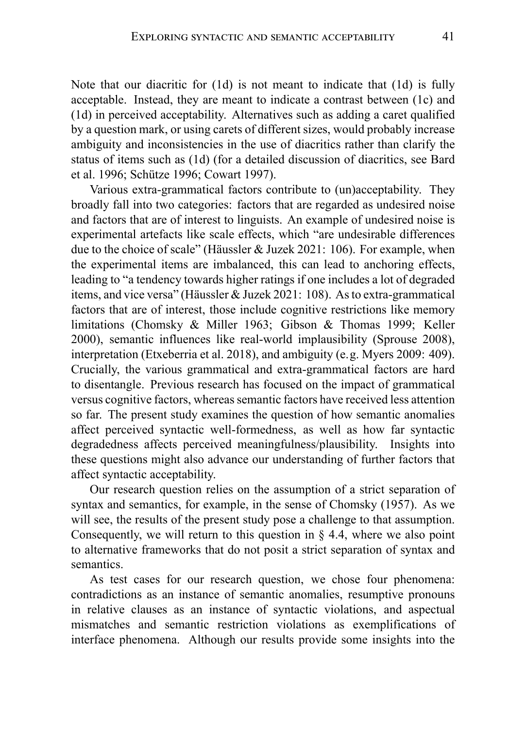Note that our diacritic for (1d) is not meant to indicate that (1d) is fully acceptable. Instead, they are meant to indicate a contrast between (1c) and (1d) in perceived acceptability. Alternatives such as adding a caret qualified by a question mark, or using carets of different sizes, would probably increase ambiguity and inconsistencies in the use of diacritics rather than clarify the status of items such as (1d) (for a detailed discussion of diacritics, see Bard et al. 1996; Schütze 1996; Cowart 1997).

Various extra-grammatical factors contribute to (un)acceptability. They broadly fall into two categories: factors that are regarded as undesired noise and factors that are of interest to linguists. An example of undesired noise is experimental artefacts like scale effects, which "are undesirable differences due to the choice of scale" (Häussler & Juzek 2021: 106). For example, when the experimental items are imbalanced, this can lead to anchoring effects, leading to "a tendency towards higher ratings if one includes a lot of degraded items, and vice versa" (Häussler & Juzek 2021: 108). As to extra-grammatical factors that are of interest, those include cognitive restrictions like memory limitations (Chomsky & Miller 1963; Gibson & Thomas 1999; Keller 2000), semantic influences like real-world implausibility (Sprouse 2008), interpretation (Etxeberria et al. 2018), and ambiguity (e.g. Myers 2009: 409). Crucially, the various grammatical and extra-grammatical factors are hard to disentangle. Previous research has focused on the impact of grammatical versus cognitive factors, whereas semantic factors have received less attention so far. The present study examines the question of how semantic anomalies affect perceived syntactic well-formedness, as well as how far syntactic degradedness affects perceived meaningfulness/plausibility. Insights into these questions might also advance our understanding of further factors that affect syntactic acceptability.

Our research question relies on the assumption of a strict separation of syntax and semantics, for example, in the sense of Chomsky (1957). As we will see, the results of the present study pose a challenge to that assumption. Consequently, we will return to this question in § 4.4, where we also point to alternative frameworks that do not posit a strict separation of syntax and semantics.

As test cases for our research question, we chose four phenomena: contradictions as an instance of semantic anomalies, resumptive pronouns in relative clauses as an instance of syntactic violations, and aspectual mismatches and semantic restriction violations as exemplifications of interface phenomena. Although our results provide some insights into the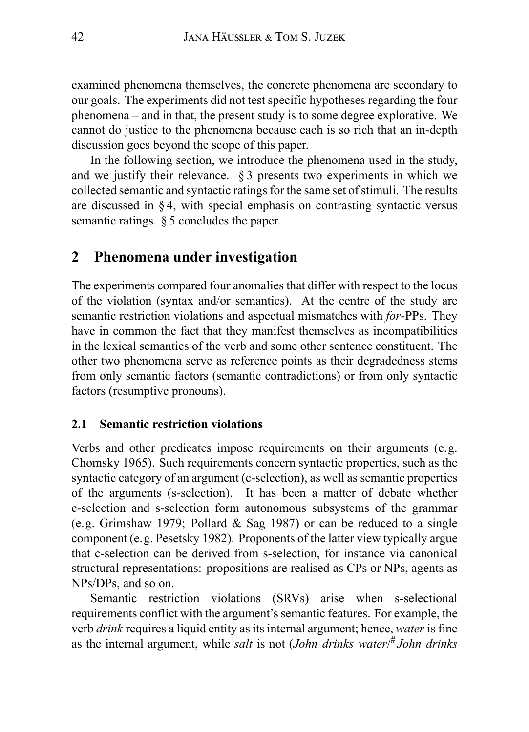examined phenomena themselves, the concrete phenomena are secondary to our goals. The experiments did not test specific hypotheses regarding the four phenomena – and in that, the present study is to some degree explorative. We cannot do justice to the phenomena because each is so rich that an in-depth discussion goes beyond the scope of this paper.

In the following section, we introduce the phenomena used in the study, and we justify their relevance. § 3 presents two experiments in which we collected semantic and syntactic ratings for the same set of stimuli. The results are discussed in § 4, with special emphasis on contrasting syntactic versus semantic ratings. § 5 concludes the paper.

## 2 Phenomena under investigation

The experiments compared four anomalies that differ with respect to the locus of the violation (syntax and/or semantics). At the centre of the study are semantic restriction violations and aspectual mismatches with *for*-PPs. They have in common the fact that they manifest themselves as incompatibilities in the lexical semantics of the verb and some other sentence constituent. The other two phenomena serve as reference points as their degradedness stems from only semantic factors (semantic contradictions) or from only syntactic factors (resumptive pronouns).

### 2.1 Semantic restriction violations

Verbs and other predicates impose requirements on their arguments (e.g. Chomsky 1965). Such requirements concern syntactic properties, such as the syntactic category of an argument (c-selection), as well as semantic properties of the arguments (s-selection). It has been a matter of debate whether c-selection and s-selection form autonomous subsystems of the grammar (e.g. Grimshaw 1979; Pollard & Sag 1987) or can be reduced to a single component (e.g. Pesetsky 1982). Proponents of the latter view typically argue that c-selection can be derived from s-selection, for instance via canonical structural representations: propositions are realised as CPs or NPs, agents as NPs/DPs, and so on.

Semantic restriction violations (SRVs) arise when s-selectional requirements conflict with the argument's semantic features. For example, the verb *drink* requires a liquid entity as its internal argument; hence, *water* is fine as the internal argument, while *salt* is not (*John drinks water*/# *John drinks*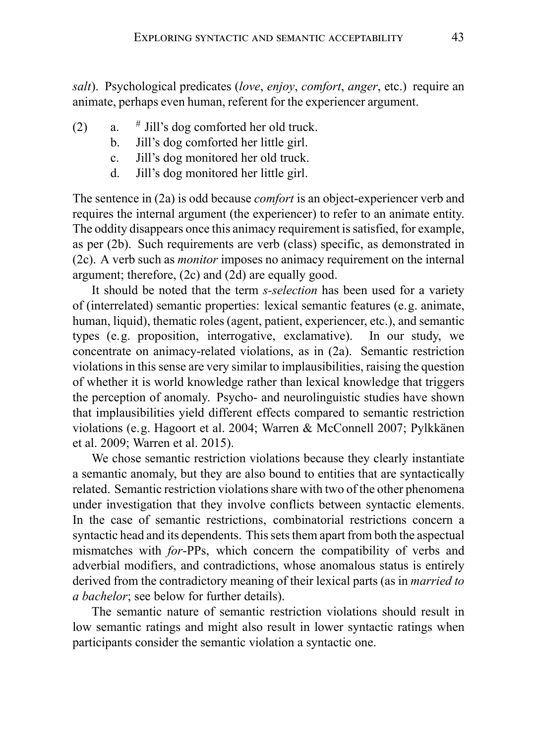*salt*). Psychological predicates (*love*, *enjoy*, *comfort*, *anger*, etc.) require an animate, perhaps even human, referent for the experiencer argument.

(2) a. # Jill's dog comforted her old truck.
    b. Jill's dog comforted her little girl.
    c. Jill's dog monitored her old truck.
    d. Jill's dog monitored her little girl.

The sentence in (2a) is odd because *comfort* is an object-experiencer verb and requires the internal argument (the experiencer) to refer to an animate entity. The oddity disappears once this animacy requirement is satisfied, for example, as per (2b). Such requirements are verb (class) specific, as demonstrated in (2c). A verb such as *monitor* imposes no animacy requirement on the internal argument; therefore, (2c) and (2d) are equally good.

It should be noted that the term *s-selection* has been used for a variety of (interrelated) semantic properties: lexical semantic features (e.g. animate, human, liquid), thematic roles (agent, patient, experiencer, etc.), and semantic types (e.g. proposition, interrogative, exclamative). In our study, we concentrate on animacy-related violations, as in (2a). Semantic restriction violations in this sense are very similar to implausibilities, raising the question of whether it is world knowledge rather than lexical knowledge that triggers the perception of anomaly. Psycho- and neurolinguistic studies have shown that implausibilities yield different effects compared to semantic restriction violations (e.g. Hagoort et al. 2004; Warren & McConnell 2007; Pylkkänen et al. 2009; Warren et al. 2015).

We chose semantic restriction violations because they clearly instantiate a semantic anomaly, but they are also bound to entities that are syntactically related. Semantic restriction violations share with two of the other phenomena under investigation that they involve conflicts between syntactic elements. In the case of semantic restrictions, combinatorial restrictions concern a syntactic head and its dependents. This sets them apart from both the aspectual mismatches with *for*-PPs, which concern the compatibility of verbs and adverbial modifiers, and contradictions, whose anomalous status is entirely derived from the contradictory meaning of their lexical parts (as in *married to a bachelor*; see below for further details).

The semantic nature of semantic restriction violations should result in low semantic ratings and might also result in lower syntactic ratings when participants consider the semantic violation a syntactic one.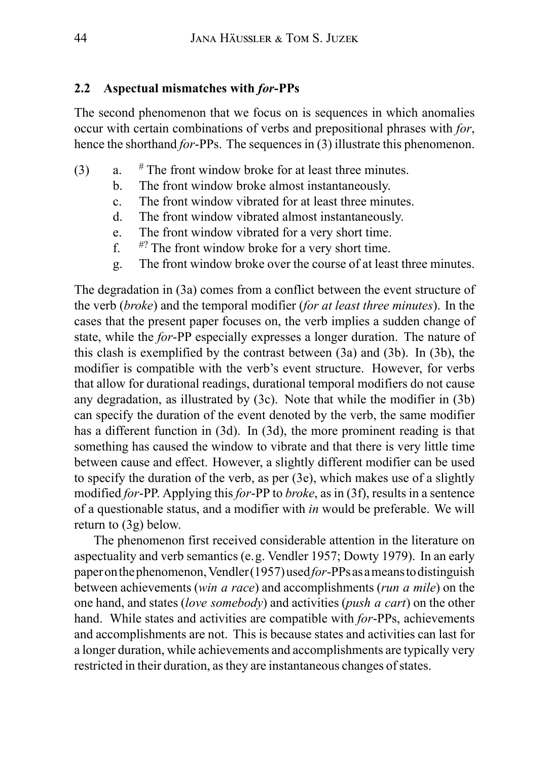### 2.2 Aspectual mismatches with *for*-PPs

The second phenomenon that we focus on is sequences in which anomalies occur with certain combinations of verbs and prepositional phrases with *for*, hence the shorthand *for*-PPs. The sequences in (3) illustrate this phenomenon.

(3)
a. # The front window broke for at least three minutes.
b. The front window broke almost instantaneously.
c. The front window vibrated for at least three minutes.
d. The front window vibrated almost instantaneously.
e. The front window vibrated for a very short time.
f. #? The front window broke for a very short time.
g. The front window broke over the course of at least three minutes.

The degradation in (3a) comes from a conflict between the event structure of the verb (*broke*) and the temporal modifier (*for at least three minutes*). In the cases that the present paper focuses on, the verb implies a sudden change of state, while the *for*-PP especially expresses a longer duration. The nature of this clash is exemplified by the contrast between (3a) and (3b). In (3b), the modifier is compatible with the verb's event structure. However, for verbs that allow for durational readings, durational temporal modifiers do not cause any degradation, as illustrated by (3c). Note that while the modifier in (3b) can specify the duration of the event denoted by the verb, the same modifier has a different function in (3d). In (3d), the more prominent reading is that something has caused the window to vibrate and that there is very little time between cause and effect. However, a slightly different modifier can be used to specify the duration of the verb, as per (3e), which makes use of a slightly modified *for*-PP. Applying this *for*-PP to *broke*, as in (3f), results in a sentence of a questionable status, and a modifier with *in* would be preferable. We will return to (3g) below.

The phenomenon first received considerable attention in the literature on aspectuality and verb semantics (e.g. Vendler 1957; Dowty 1979). In an early paper on the phenomenon, Vendler (1957) used *for*-PPs as a means to distinguish between achievements (*win a race*) and accomplishments (*run a mile*) on the one hand, and states (*love somebody*) and activities (*push a cart*) on the other hand. While states and activities are compatible with *for*-PPs, achievements and accomplishments are not. This is because states and activities can last for a longer duration, while achievements and accomplishments are typically very restricted in their duration, as they are instantaneous changes of states.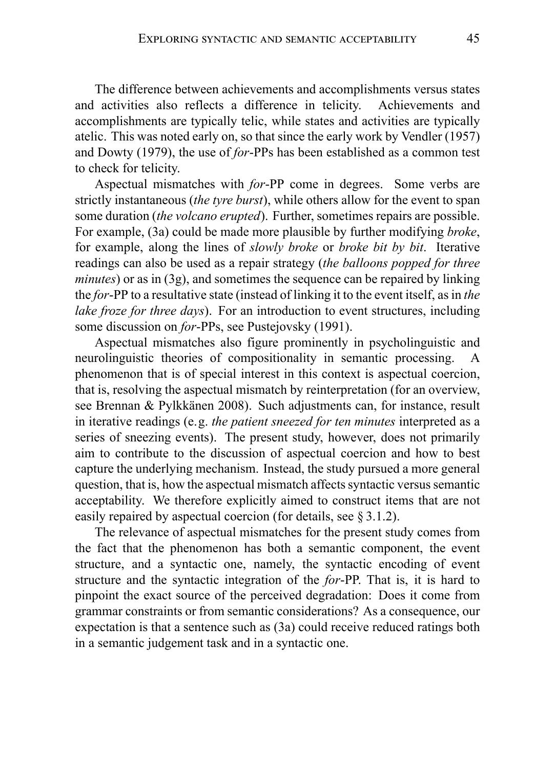The difference between achievements and accomplishments versus states and activities also reflects a difference in telicity. Achievements and accomplishments are typically telic, while states and activities are typically atelic. This was noted early on, so that since the early work by Vendler (1957) and Dowty (1979), the use of *for*-PPs has been established as a common test to check for telicity.

Aspectual mismatches with *for*-PP come in degrees. Some verbs are strictly instantaneous (*the tyre burst*), while others allow for the event to span some duration (*the volcano erupted*). Further, sometimes repairs are possible. For example, (3a) could be made more plausible by further modifying *broke*, for example, along the lines of *slowly broke* or *broke bit by bit*. Iterative readings can also be used as a repair strategy (*the balloons popped for three minutes*) or as in (3g), and sometimes the sequence can be repaired by linking the *for*-PP to a resultative state (instead of linking it to the event itself, as in *the lake froze for three days*). For an introduction to event structures, including some discussion on *for*-PPs, see Pustejovsky (1991).

Aspectual mismatches also figure prominently in psycholinguistic and neurolinguistic theories of compositionality in semantic processing. A phenomenon that is of special interest in this context is aspectual coercion, that is, resolving the aspectual mismatch by reinterpretation (for an overview, see Brennan & Pylkkänen 2008). Such adjustments can, for instance, result in iterative readings (e.g. *the patient sneezed for ten minutes* interpreted as a series of sneezing events). The present study, however, does not primarily aim to contribute to the discussion of aspectual coercion and how to best capture the underlying mechanism. Instead, the study pursued a more general question, that is, how the aspectual mismatch affects syntactic versus semantic acceptability. We therefore explicitly aimed to construct items that are not easily repaired by aspectual coercion (for details, see § 3.1.2).

The relevance of aspectual mismatches for the present study comes from the fact that the phenomenon has both a semantic component, the event structure, and a syntactic one, namely, the syntactic encoding of event structure and the syntactic integration of the *for*-PP. That is, it is hard to pinpoint the exact source of the perceived degradation: Does it come from grammar constraints or from semantic considerations? As a consequence, our expectation is that a sentence such as (3a) could receive reduced ratings both in a semantic judgement task and in a syntactic one.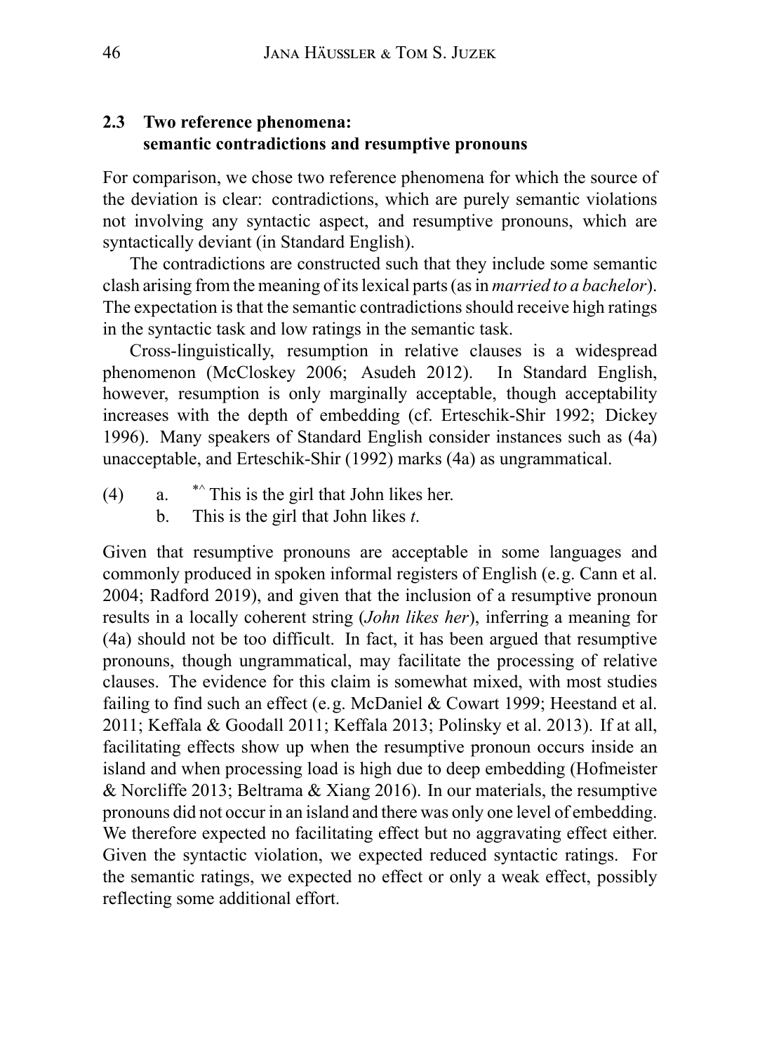### 2.3 Two reference phenomena: semantic contradictions and resumptive pronouns

For comparison, we chose two reference phenomena for which the source of the deviation is clear: contradictions, which are purely semantic violations not involving any syntactic aspect, and resumptive pronouns, which are syntactically deviant (in Standard English).

The contradictions are constructed such that they include some semantic clash arising from the meaning of its lexical parts (as in *married to a bachelor*). The expectation is that the semantic contradictions should receive high ratings in the syntactic task and low ratings in the semantic task.

Cross-linguistically, resumption in relative clauses is a widespread phenomenon (McCloskey 2006; Asudeh 2012). In Standard English, however, resumption is only marginally acceptable, though acceptability increases with the depth of embedding (cf. Erteschik-Shir 1992; Dickey 1996). Many speakers of Standard English consider instances such as (4a) unacceptable, and Erteschik-Shir (1992) marks (4a) as ungrammatical.

(4) a. *^ This is the girl that John likes her.
  b. This is the girl that John likes *t*.

Given that resumptive pronouns are acceptable in some languages and commonly produced in spoken informal registers of English (e.g. Cann et al. 2004; Radford 2019), and given that the inclusion of a resumptive pronoun results in a locally coherent string (*John likes her*), inferring a meaning for (4a) should not be too difficult. In fact, it has been argued that resumptive pronouns, though ungrammatical, may facilitate the processing of relative clauses. The evidence for this claim is somewhat mixed, with most studies failing to find such an effect (e.g. McDaniel & Cowart 1999; Heestand et al. 2011; Keffala & Goodall 2011; Keffala 2013; Polinsky et al. 2013). If at all, facilitating effects show up when the resumptive pronoun occurs inside an island and when processing load is high due to deep embedding (Hofmeister & Norcliffe 2013; Beltrama & Xiang 2016). In our materials, the resumptive pronouns did not occur in an island and there was only one level of embedding. We therefore expected no facilitating effect but no aggravating effect either. Given the syntactic violation, we expected reduced syntactic ratings. For the semantic ratings, we expected no effect or only a weak effect, possibly reflecting some additional effort.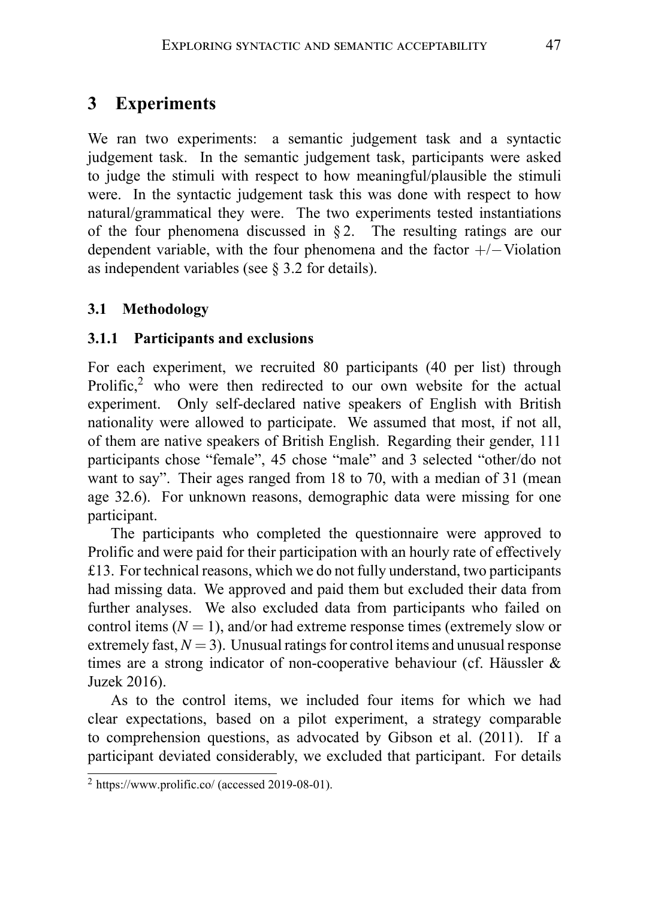## 3 Experiments

We ran two experiments: a semantic judgement task and a syntactic judgement task. In the semantic judgement task, participants were asked to judge the stimuli with respect to how meaningful/plausible the stimuli were. In the syntactic judgement task this was done with respect to how natural/grammatical they were. The two experiments tested instantiations of the four phenomena discussed in § 2. The resulting ratings are our dependent variable, with the four phenomena and the factor $+/-$Violation as independent variables (see § 3.2 for details).

### 3.1 Methodology

#### 3.1.1 Participants and exclusions

For each experiment, we recruited 80 participants (40 per list) through Prolific,[2] who were then redirected to our own website for the actual experiment. Only self-declared native speakers of English with British nationality were allowed to participate. We assumed that most, if not all, of them are native speakers of British English. Regarding their gender, 111 participants chose "female", 45 chose "male" and 3 selected "other/do not want to say". Their ages ranged from 18 to 70, with a median of 31 (mean age 32.6). For unknown reasons, demographic data were missing for one participant.

The participants who completed the questionnaire were approved to Prolific and were paid for their participation with an hourly rate of effectively £13. For technical reasons, which we do not fully understand, two participants had missing data. We approved and paid them but excluded their data from further analyses. We also excluded data from participants who failed on control items ($N = 1$), and/or had extreme response times (extremely slow or extremely fast, $N = 3$). Unusual ratings for control items and unusual response times are a strong indicator of non-cooperative behaviour (cf. Häussler & Juzek 2016).

As to the control items, we included four items for which we had clear expectations, based on a pilot experiment, a strategy comparable to comprehension questions, as advocated by Gibson et al. (2011). If a participant deviated considerably, we excluded that participant. For details

[2] https://www.prolific.co/ (accessed 2019-08-01).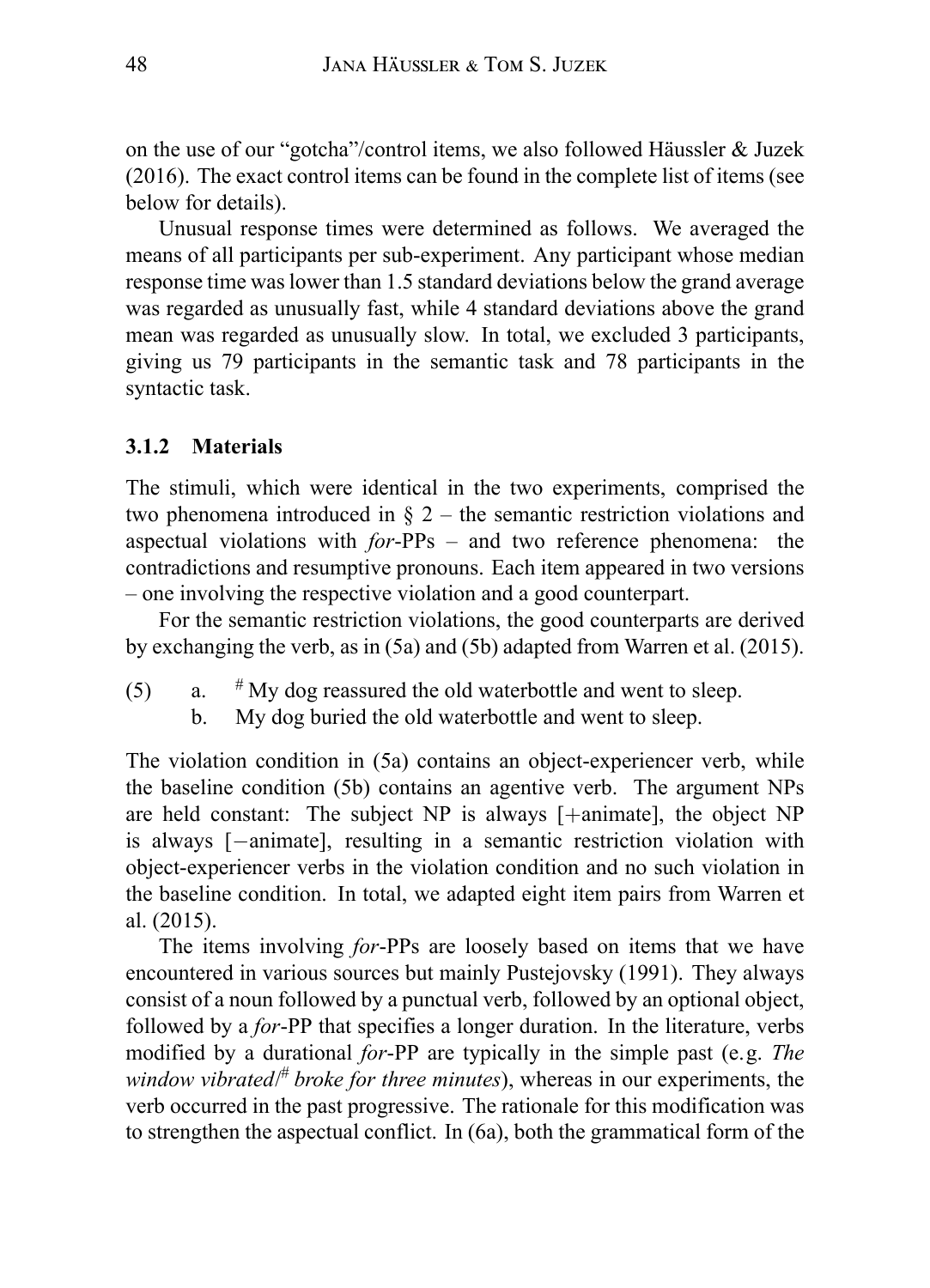on the use of our "gotcha"/control items, we also followed Häussler & Juzek (2016). The exact control items can be found in the complete list of items (see below for details).

Unusual response times were determined as follows. We averaged the means of all participants per sub-experiment. Any participant whose median response time was lower than 1.5 standard deviations below the grand average was regarded as unusually fast, while 4 standard deviations above the grand mean was regarded as unusually slow. In total, we excluded 3 participants, giving us 79 participants in the semantic task and 78 participants in the syntactic task.

### 3.1.2 Materials

The stimuli, which were identical in the two experiments, comprised the two phenomena introduced in § 2 – the semantic restriction violations and aspectual violations with *for*-PPs – and two reference phenomena: the contradictions and resumptive pronouns. Each item appeared in two versions – one involving the respective violation and a good counterpart.

For the semantic restriction violations, the good counterparts are derived by exchanging the verb, as in (5a) and (5b) adapted from Warren et al. (2015).

(5) a. # My dog reassured the old waterbottle and went to sleep.
  b. My dog buried the old waterbottle and went to sleep.

The violation condition in (5a) contains an object-experiencer verb, while the baseline condition (5b) contains an agentive verb. The argument NPs are held constant: The subject NP is always [+animate], the object NP is always [−animate], resulting in a semantic restriction violation with object-experiencer verbs in the violation condition and no such violation in the baseline condition. In total, we adapted eight item pairs from Warren et al. (2015).

The items involving *for*-PPs are loosely based on items that we have encountered in various sources but mainly Pustejovsky (1991). They always consist of a noun followed by a punctual verb, followed by an optional object, followed by a *for*-PP that specifies a longer duration. In the literature, verbs modified by a durational *for*-PP are typically in the simple past (e.g. *The window vibrated/# broke for three minutes*), whereas in our experiments, the verb occurred in the past progressive. The rationale for this modification was to strengthen the aspectual conflict. In (6a), both the grammatical form of the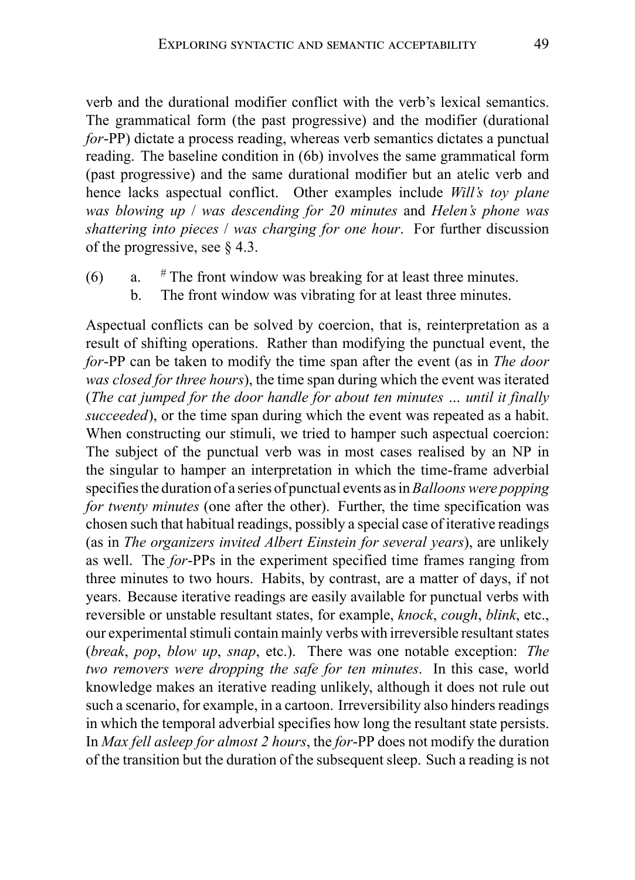verb and the durational modifier conflict with the verb's lexical semantics. The grammatical form (the past progressive) and the modifier (durational *for*-PP) dictate a process reading, whereas verb semantics dictates a punctual reading. The baseline condition in (6b) involves the same grammatical form (past progressive) and the same durational modifier but an atelic verb and hence lacks aspectual conflict. Other examples include *Will's toy plane was blowing up / was descending for 20 minutes* and *Helen's phone was shattering into pieces / was charging for one hour*. For further discussion of the progressive, see § 4.3.

(6) a. # The front window was breaking for at least three minutes.
    b. The front window was vibrating for at least three minutes.

Aspectual conflicts can be solved by coercion, that is, reinterpretation as a result of shifting operations. Rather than modifying the punctual event, the *for*-PP can be taken to modify the time span after the event (as in *The door was closed for three hours*), the time span during which the event was iterated (*The cat jumped for the door handle for about ten minutes … until it finally succeeded*), or the time span during which the event was repeated as a habit. When constructing our stimuli, we tried to hamper such aspectual coercion: The subject of the punctual verb was in most cases realised by an NP in the singular to hamper an interpretation in which the time-frame adverbial specifies the duration of a series of punctual events as in *Balloons were popping for twenty minutes* (one after the other). Further, the time specification was chosen such that habitual readings, possibly a special case of iterative readings (as in *The organizers invited Albert Einstein for several years*), are unlikely as well. The *for*-PPs in the experiment specified time frames ranging from three minutes to two hours. Habits, by contrast, are a matter of days, if not years. Because iterative readings are easily available for punctual verbs with reversible or unstable resultant states, for example, *knock*, *cough*, *blink*, etc., our experimental stimuli contain mainly verbs with irreversible resultant states (*break*, *pop*, *blow up*, *snap*, etc.). There was one notable exception: *The two removers were dropping the safe for ten minutes*. In this case, world knowledge makes an iterative reading unlikely, although it does not rule out such a scenario, for example, in a cartoon. Irreversibility also hinders readings in which the temporal adverbial specifies how long the resultant state persists. In *Max fell asleep for almost 2 hours*, the *for*-PP does not modify the duration of the transition but the duration of the subsequent sleep. Such a reading is not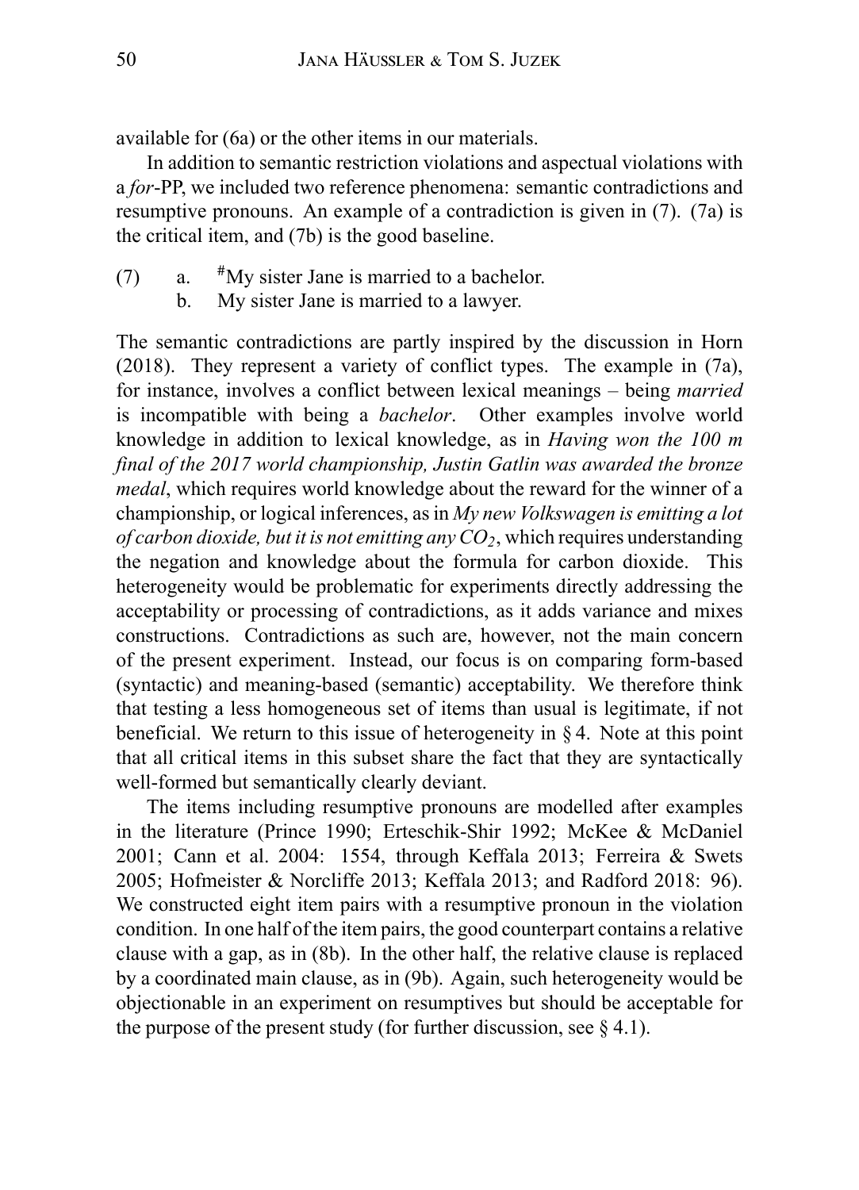available for (6a) or the other items in our materials.

In addition to semantic restriction violations and aspectual violations with a *for*-PP, we included two reference phenomena: semantic contradictions and resumptive pronouns. An example of a contradiction is given in (7). (7a) is the critical item, and (7b) is the good baseline.

(7) a. #My sister Jane is married to a bachelor.
    b. My sister Jane is married to a lawyer.

The semantic contradictions are partly inspired by the discussion in Horn (2018). They represent a variety of conflict types. The example in (7a), for instance, involves a conflict between lexical meanings – being *married* is incompatible with being a *bachelor*. Other examples involve world knowledge in addition to lexical knowledge, as in *Having won the 100 m final of the 2017 world championship, Justin Gatlin was awarded the bronze medal*, which requires world knowledge about the reward for the winner of a championship, or logical inferences, as in *My new Volkswagen is emitting a lot of carbon dioxide, but it is not emitting any $CO_2$*, which requires understanding the negation and knowledge about the formula for carbon dioxide. This heterogeneity would be problematic for experiments directly addressing the acceptability or processing of contradictions, as it adds variance and mixes constructions. Contradictions as such are, however, not the main concern of the present experiment. Instead, our focus is on comparing form-based (syntactic) and meaning-based (semantic) acceptability. We therefore think that testing a less homogeneous set of items than usual is legitimate, if not beneficial. We return to this issue of heterogeneity in § 4. Note at this point that all critical items in this subset share the fact that they are syntactically well-formed but semantically clearly deviant.

The items including resumptive pronouns are modelled after examples in the literature (Prince 1990; Erteschik-Shir 1992; McKee & McDaniel 2001; Cann et al. 2004: 1554, through Keffala 2013; Ferreira & Swets 2005; Hofmeister & Norcliffe 2013; Keffala 2013; and Radford 2018: 96). We constructed eight item pairs with a resumptive pronoun in the violation condition. In one half of the item pairs, the good counterpart contains a relative clause with a gap, as in (8b). In the other half, the relative clause is replaced by a coordinated main clause, as in (9b). Again, such heterogeneity would be objectionable in an experiment on resumptives but should be acceptable for the purpose of the present study (for further discussion, see § 4.1).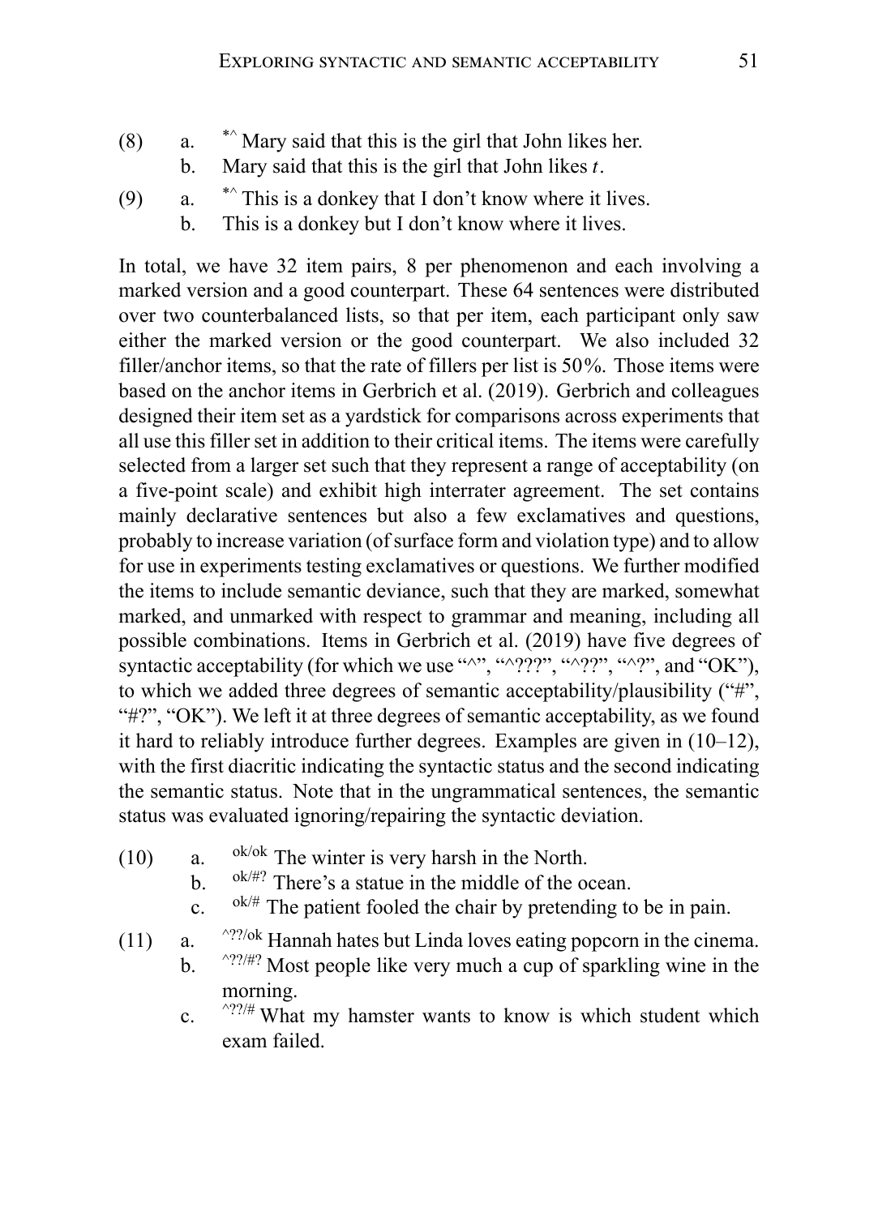(8) a. *^ Mary said that this is the girl that John likes her.
    b. Mary said that this is the girl that John likes *t*.

(9) a. *^ This is a donkey that I don't know where it lives.
    b. This is a donkey but I don't know where it lives.

In total, we have 32 item pairs, 8 per phenomenon and each involving a marked version and a good counterpart. These 64 sentences were distributed over two counterbalanced lists, so that per item, each participant only saw either the marked version or the good counterpart. We also included 32 filler/anchor items, so that the rate of fillers per list is 50%. Those items were based on the anchor items in Gerbrich et al. (2019). Gerbrich and colleagues designed their item set as a yardstick for comparisons across experiments that all use this filler set in addition to their critical items. The items were carefully selected from a larger set such that they represent a range of acceptability (on a five-point scale) and exhibit high interrater agreement. The set contains mainly declarative sentences but also a few exclamatives and questions, probably to increase variation (of surface form and violation type) and to allow for use in experiments testing exclamatives or questions. We further modified the items to include semantic deviance, such that they are marked, somewhat marked, and unmarked with respect to grammar and meaning, including all possible combinations. Items in Gerbrich et al. (2019) have five degrees of syntactic acceptability (for which we use "^", "^???", "^??", "^?", and "OK"), to which we added three degrees of semantic acceptability/plausibility ("#", "#?", "OK"). We left it at three degrees of semantic acceptability, as we found it hard to reliably introduce further degrees. Examples are given in (10–12), with the first diacritic indicating the syntactic status and the second indicating the semantic status. Note that in the ungrammatical sentences, the semantic status was evaluated ignoring/repairing the syntactic deviation.

(10) a. ok/ok The winter is very harsh in the North.
     b. ok/#? There's a statue in the middle of the ocean.
     c. ok/# The patient fooled the chair by pretending to be in pain.

(11) a. ^??/ok Hannah hates but Linda loves eating popcorn in the cinema.
     b. ^??/#? Most people like very much a cup of sparkling wine in the morning.
     c. ^??/# What my hamster wants to know is which student which exam failed.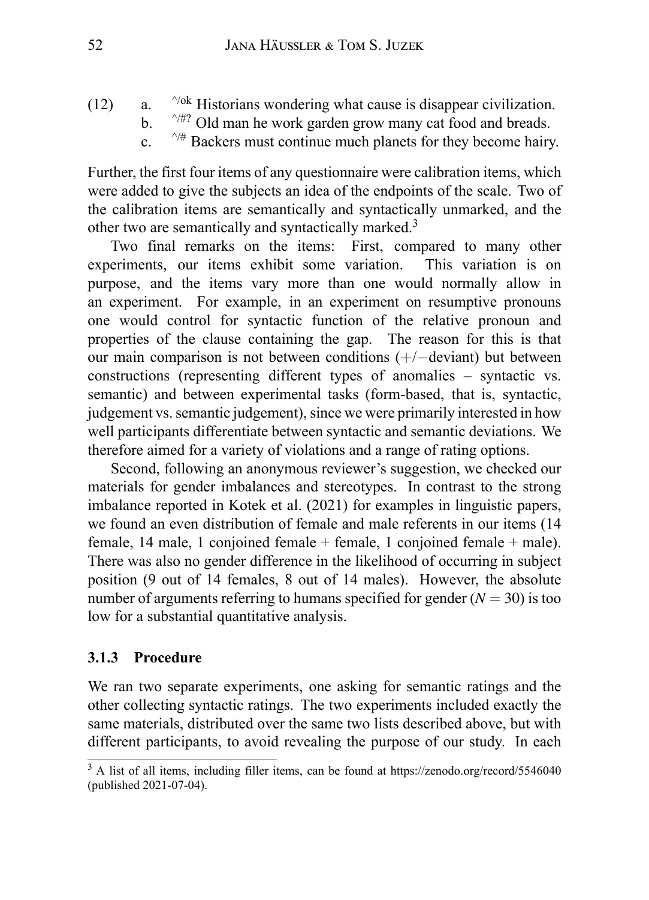(12) a. ^/ok Historians wondering what cause is disappear civilization.
  b. ^/#? Old man he work garden grow many cat food and breads.
  c. ^/# Backers must continue much planets for they become hairy.

Further, the first four items of any questionnaire were calibration items, which were added to give the subjects an idea of the endpoints of the scale. Two of the calibration items are semantically and syntactically unmarked, and the other two are semantically and syntactically marked.[3]

Two final remarks on the items: First, compared to many other experiments, our items exhibit some variation. This variation is on purpose, and the items vary more than one would normally allow in an experiment. For example, in an experiment on resumptive pronouns one would control for syntactic function of the relative pronoun and properties of the clause containing the gap. The reason for this is that our main comparison is not between conditions (+/−deviant) but between constructions (representing different types of anomalies – syntactic vs. semantic) and between experimental tasks (form-based, that is, syntactic, judgement vs. semantic judgement), since we were primarily interested in how well participants differentiate between syntactic and semantic deviations. We therefore aimed for a variety of violations and a range of rating options.

Second, following an anonymous reviewer's suggestion, we checked our materials for gender imbalances and stereotypes. In contrast to the strong imbalance reported in Kotek et al. (2021) for examples in linguistic papers, we found an even distribution of female and male referents in our items (14 female, 14 male, 1 conjoined female + female, 1 conjoined female + male). There was also no gender difference in the likelihood of occurring in subject position (9 out of 14 females, 8 out of 14 males). However, the absolute number of arguments referring to humans specified for gender ($N = 30$) is too low for a substantial quantitative analysis.

### 3.1.3 Procedure

We ran two separate experiments, one asking for semantic ratings and the other collecting syntactic ratings. The two experiments included exactly the same materials, distributed over the same two lists described above, but with different participants, to avoid revealing the purpose of our study. In each

[3] A list of all items, including filler items, can be found at https://zenodo.org/record/5546040 (published 2021-07-04).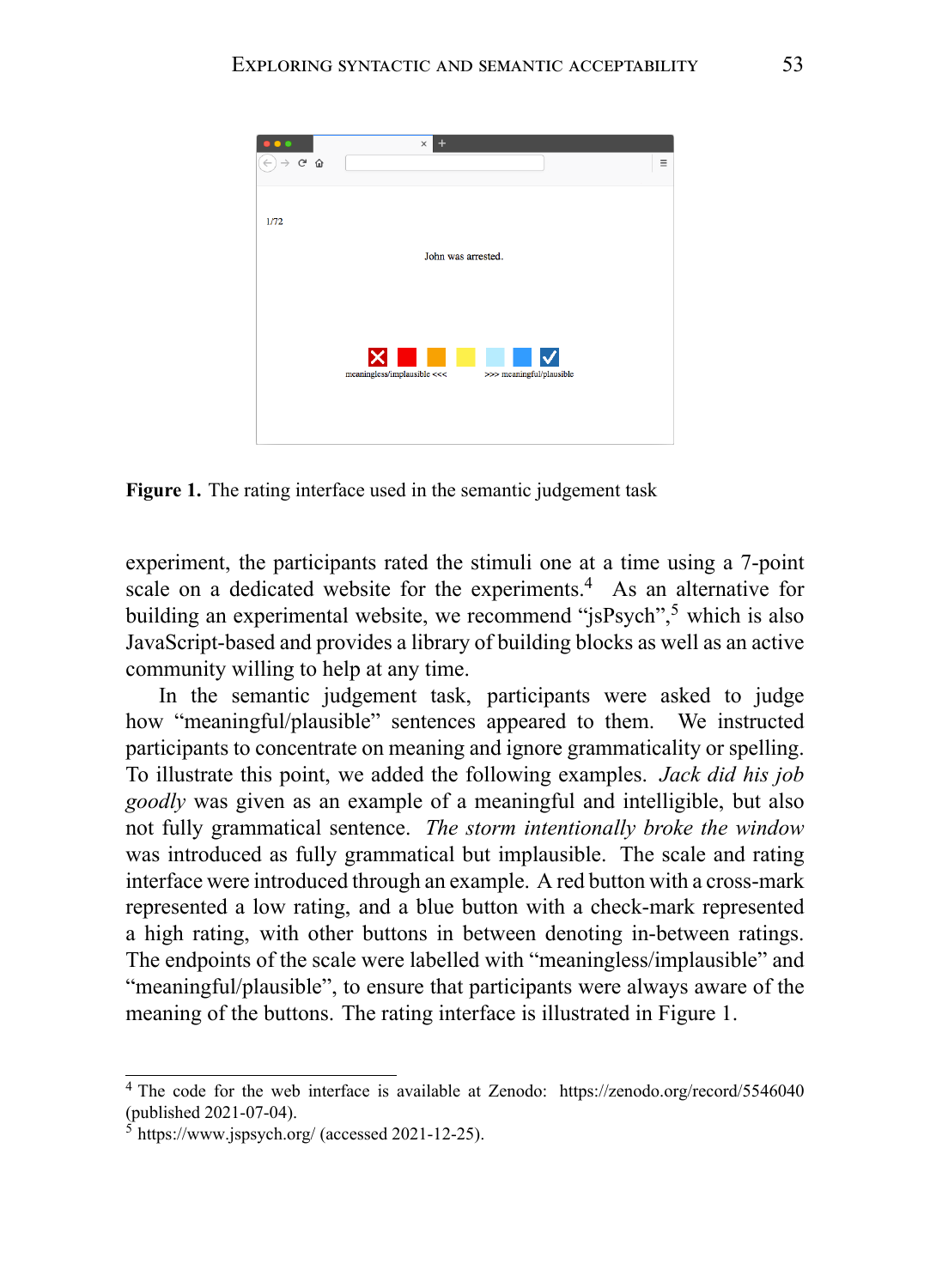**Figure 1.** The rating interface used in the semantic judgement task

experiment, the participants rated the stimuli one at a time using a 7-point scale on a dedicated website for the experiments.[4] As an alternative for building an experimental website, we recommend "jsPsych",[5] which is also JavaScript-based and provides a library of building blocks as well as an active community willing to help at any time.

In the semantic judgement task, participants were asked to judge how "meaningful/plausible" sentences appeared to them. We instructed participants to concentrate on meaning and ignore grammaticality or spelling. To illustrate this point, we added the following examples. *Jack did his job goodly* was given as an example of a meaningful and intelligible, but also not fully grammatical sentence. *The storm intentionally broke the window* was introduced as fully grammatical but implausible. The scale and rating interface were introduced through an example. A red button with a cross-mark represented a low rating, and a blue button with a check-mark represented a high rating, with other buttons in between denoting in-between ratings. The endpoints of the scale were labelled with "meaningless/implausible" and "meaningful/plausible", to ensure that participants were always aware of the meaning of the buttons. The rating interface is illustrated in Figure 1.

---

[4] The code for the web interface is available at Zenodo: https://zenodo.org/record/5546040 (published 2021-07-04).

[5] https://www.jspsych.org/ (accessed 2021-12-25).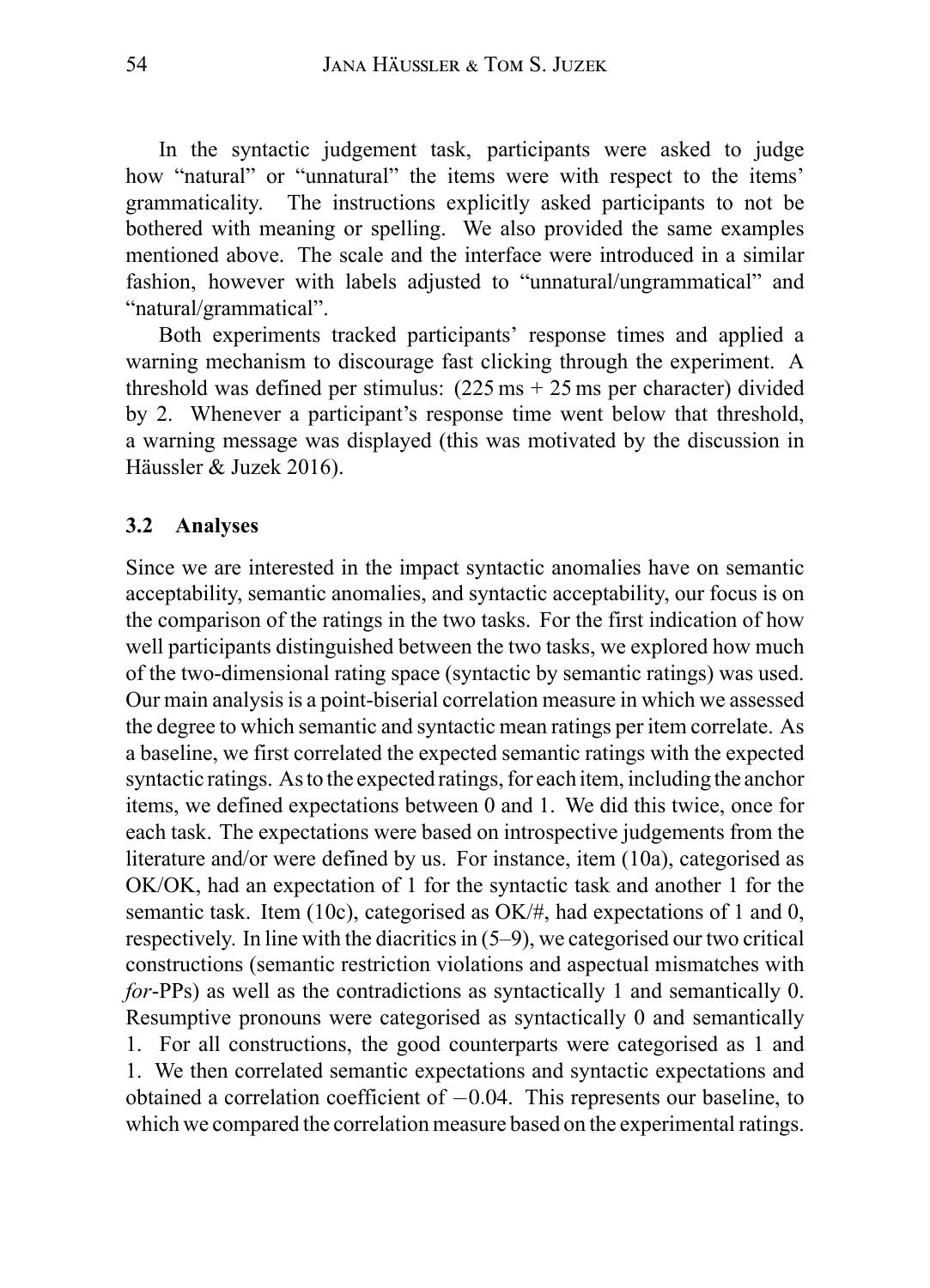In the syntactic judgement task, participants were asked to judge how "natural" or "unnatural" the items were with respect to the items' grammaticality. The instructions explicitly asked participants to not be bothered with meaning or spelling. We also provided the same examples mentioned above. The scale and the interface were introduced in a similar fashion, however with labels adjusted to "unnatural/ungrammatical" and "natural/grammatical".

Both experiments tracked participants' response times and applied a warning mechanism to discourage fast clicking through the experiment. A threshold was defined per stimulus: (225 ms + 25 ms per character) divided by 2. Whenever a participant's response time went below that threshold, a warning message was displayed (this was motivated by the discussion in Häussler & Juzek 2016).

### 3.2 Analyses

Since we are interested in the impact syntactic anomalies have on semantic acceptability, semantic anomalies, and syntactic acceptability, our focus is on the comparison of the ratings in the two tasks. For the first indication of how well participants distinguished between the two tasks, we explored how much of the two-dimensional rating space (syntactic by semantic ratings) was used. Our main analysis is a point-biserial correlation measure in which we assessed the degree to which semantic and syntactic mean ratings per item correlate. As a baseline, we first correlated the expected semantic ratings with the expected syntactic ratings. As to the expected ratings, for each item, including the anchor items, we defined expectations between 0 and 1. We did this twice, once for each task. The expectations were based on introspective judgements from the literature and/or were defined by us. For instance, item (10a), categorised as OK/OK, had an expectation of 1 for the syntactic task and another 1 for the semantic task. Item (10c), categorised as OK/#, had expectations of 1 and 0, respectively. In line with the diacritics in (5–9), we categorised our two critical constructions (semantic restriction violations and aspectual mismatches with *for*-PPs) as well as the contradictions as syntactically 1 and semantically 0. Resumptive pronouns were categorised as syntactically 0 and semantically 1. For all constructions, the good counterparts were categorised as 1 and 1. We then correlated semantic expectations and syntactic expectations and obtained a correlation coefficient of $-0.04$. This represents our baseline, to which we compared the correlation measure based on the experimental ratings.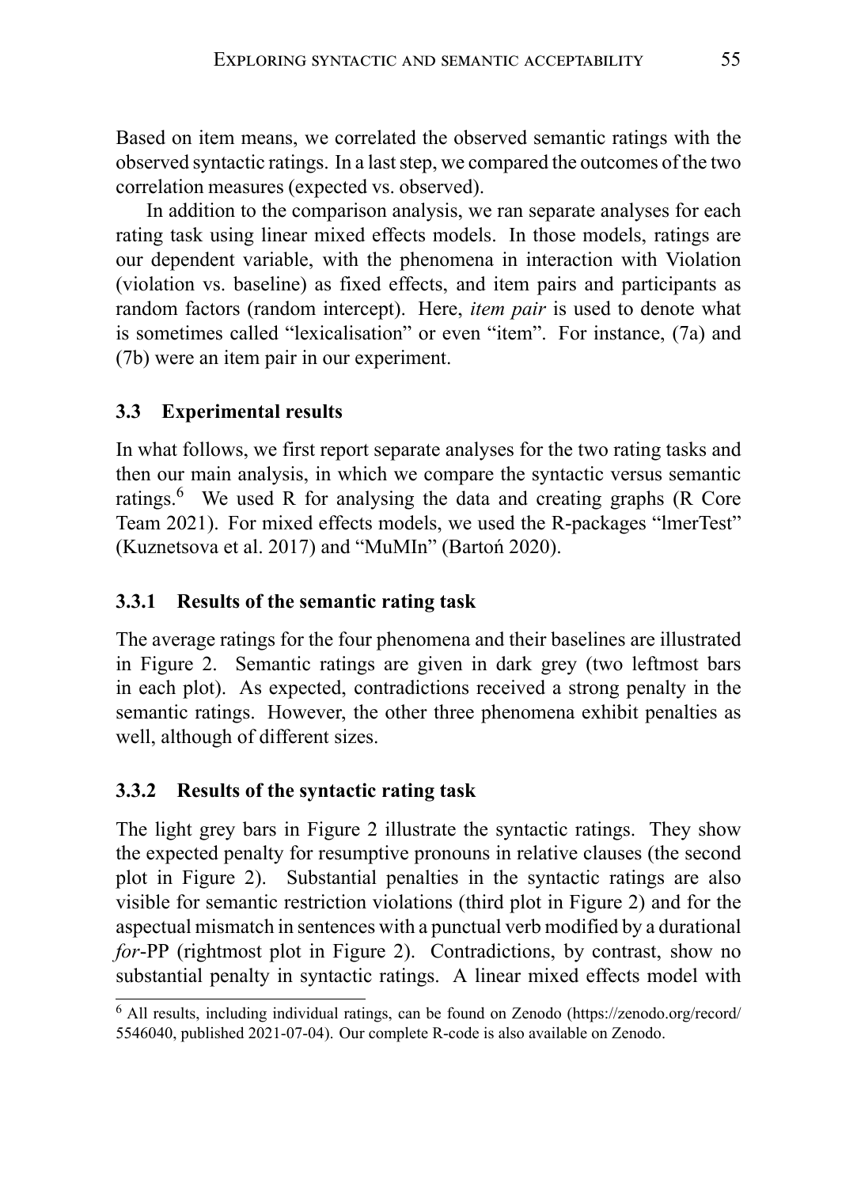Based on item means, we correlated the observed semantic ratings with the observed syntactic ratings. In a last step, we compared the outcomes of the two correlation measures (expected vs. observed).

In addition to the comparison analysis, we ran separate analyses for each rating task using linear mixed effects models. In those models, ratings are our dependent variable, with the phenomena in interaction with Violation (violation vs. baseline) as fixed effects, and item pairs and participants as random factors (random intercept). Here, *item pair* is used to denote what is sometimes called "lexicalisation" or even "item". For instance, (7a) and (7b) were an item pair in our experiment.

### 3.3 Experimental results

In what follows, we first report separate analyses for the two rating tasks and then our main analysis, in which we compare the syntactic versus semantic ratings.[6] We used R for analysing the data and creating graphs (R Core Team 2021). For mixed effects models, we used the R-packages "lmerTest" (Kuznetsova et al. 2017) and "MuMIn" (Bartoń 2020).

#### 3.3.1 Results of the semantic rating task

The average ratings for the four phenomena and their baselines are illustrated in Figure 2. Semantic ratings are given in dark grey (two leftmost bars in each plot). As expected, contradictions received a strong penalty in the semantic ratings. However, the other three phenomena exhibit penalties as well, although of different sizes.

#### 3.3.2 Results of the syntactic rating task

The light grey bars in Figure 2 illustrate the syntactic ratings. They show the expected penalty for resumptive pronouns in relative clauses (the second plot in Figure 2). Substantial penalties in the syntactic ratings are also visible for semantic restriction violations (third plot in Figure 2) and for the aspectual mismatch in sentences with a punctual verb modified by a durational *for*-PP (rightmost plot in Figure 2). Contradictions, by contrast, show no substantial penalty in syntactic ratings. A linear mixed effects model with

[6] All results, including individual ratings, can be found on Zenodo (https://zenodo.org/record/5546040, published 2021-07-04). Our complete R-code is also available on Zenodo.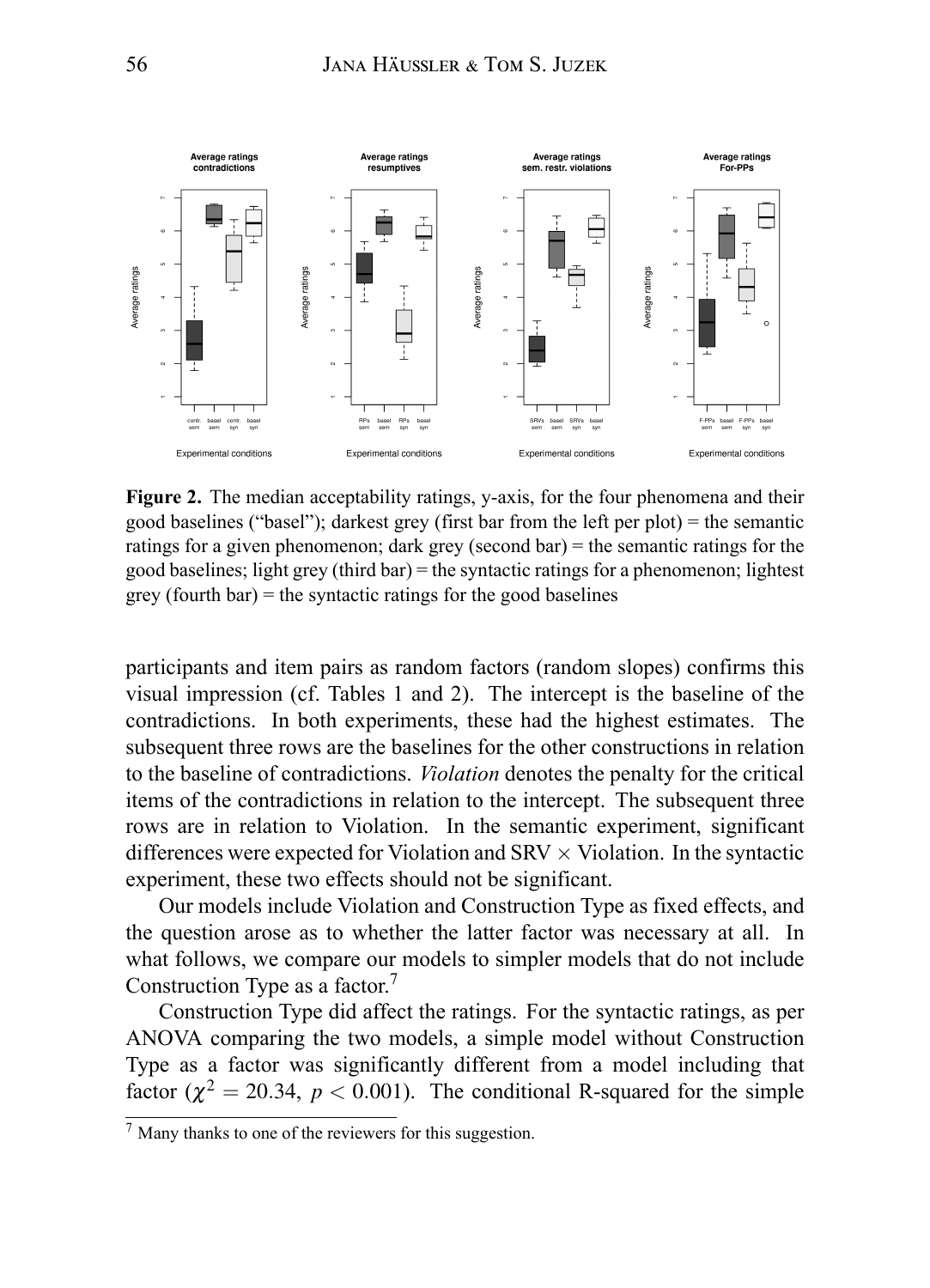**Figure 2.** The median acceptability ratings, y-axis, for the four phenomena and their good baselines ("basel"); darkest grey (first bar from the left per plot) = the semantic ratings for a given phenomenon; dark grey (second bar) = the semantic ratings for the good baselines; light grey (third bar) = the syntactic ratings for a phenomenon; lightest grey (fourth bar) = the syntactic ratings for the good baselines

participants and item pairs as random factors (random slopes) confirms this visual impression (cf. Tables 1 and 2). The intercept is the baseline of the contradictions. In both experiments, these had the highest estimates. The subsequent three rows are the baselines for the other constructions in relation to the baseline of contradictions. *Violation* denotes the penalty for the critical items of the contradictions in relation to the intercept. The subsequent three rows are in relation to Violation. In the semantic experiment, significant differences were expected for Violation and SRV $\times$ Violation. In the syntactic experiment, these two effects should not be significant.

Our models include Violation and Construction Type as fixed effects, and the question arose as to whether the latter factor was necessary at all. In what follows, we compare our models to simpler models that do not include Construction Type as a factor.[7]

Construction Type did affect the ratings. For the syntactic ratings, as per ANOVA comparing the two models, a simple model without Construction Type as a factor was significantly different from a model including that factor ($\chi^2 = 20.34$, $p < 0.001$). The conditional R-squared for the simple

[7] Many thanks to one of the reviewers for this suggestion.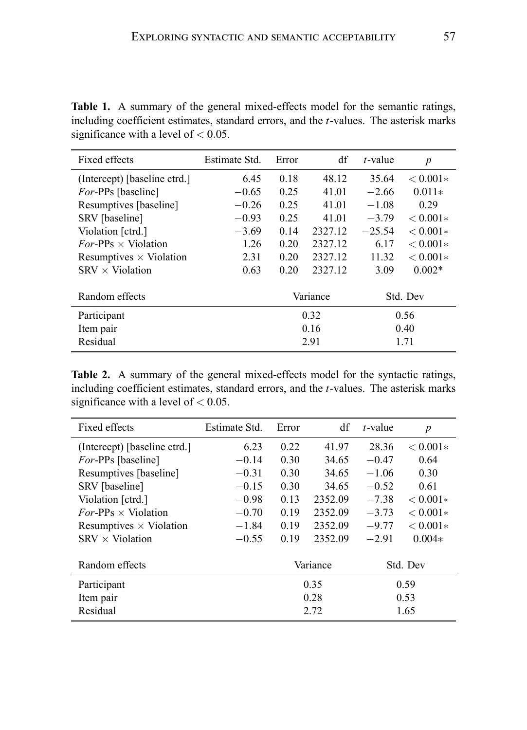**Table 1.** A summary of the general mixed-effects model for the semantic ratings, including coefficient estimates, standard errors, and the *t*-values. The asterisk marks significance with a level of $< 0.05$.

| Fixed effects | Estimate Std. | Error | df | *t*-value | *p* |
|---|---|---|---|---|---|
| (Intercept) [baseline ctrd.] | 6.45 | 0.18 | 48.12 | 35.64 | $< 0.001*$ |
| *For*-PPs [baseline] | $-0.65$ | 0.25 | 41.01 | $-2.66$ | $0.011*$ |
| Resumptives [baseline] | $-0.26$ | 0.25 | 41.01 | $-1.08$ | 0.29 |
| SRV [baseline] | $-0.93$ | 0.25 | 41.01 | $-3.79$ | $< 0.001*$ |
| Violation [ctrd.] | $-3.69$ | 0.14 | 2327.12 | $-25.54$ | $< 0.001*$ |
| *For*-PPs $\times$ Violation | 1.26 | 0.20 | 2327.12 | 6.17 | $< 0.001*$ |
| Resumptives $\times$ Violation | 2.31 | 0.20 | 2327.12 | 11.32 | $< 0.001*$ |
| SRV $\times$ Violation | 0.63 | 0.20 | 2327.12 | 3.09 | 0.002* |

| Random effects | Variance | Std. Dev |
|---|---|---|
| Participant | 0.32 | 0.56 |
| Item pair | 0.16 | 0.40 |
| Residual | 2.91 | 1.71 |

**Table 2.** A summary of the general mixed-effects model for the syntactic ratings, including coefficient estimates, standard errors, and the *t*-values. The asterisk marks significance with a level of $< 0.05$.

| Fixed effects | Estimate Std. | Error | df | *t*-value | *p* |
|---|---|---|---|---|---|
| (Intercept) [baseline ctrd.] | 6.23 | 0.22 | 41.97 | 28.36 | $< 0.001*$ |
| *For*-PPs [baseline] | $-0.14$ | 0.30 | 34.65 | $-0.47$ | 0.64 |
| Resumptives [baseline] | $-0.31$ | 0.30 | 34.65 | $-1.06$ | 0.30 |
| SRV [baseline] | $-0.15$ | 0.30 | 34.65 | $-0.52$ | 0.61 |
| Violation [ctrd.] | $-0.98$ | 0.13 | 2352.09 | $-7.38$ | $< 0.001*$ |
| *For*-PPs $\times$ Violation | $-0.70$ | 0.19 | 2352.09 | $-3.73$ | $< 0.001*$ |
| Resumptives $\times$ Violation | $-1.84$ | 0.19 | 2352.09 | $-9.77$ | $< 0.001*$ |
| SRV $\times$ Violation | $-0.55$ | 0.19 | 2352.09 | $-2.91$ | $0.004*$ |

| Random effects | Variance | Std. Dev |
|---|---|---|
| Participant | 0.35 | 0.59 |
| Item pair | 0.28 | 0.53 |
| Residual | 2.72 | 1.65 |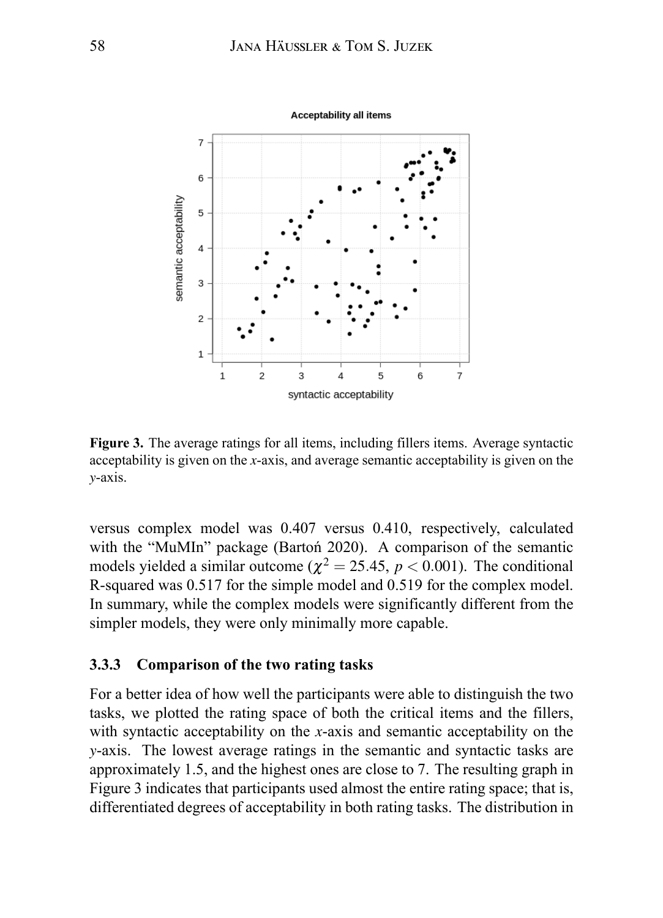**Figure 3.** The average ratings for all items, including fillers items. Average syntactic acceptability is given on the *x*-axis, and average semantic acceptability is given on the *y*-axis.

versus complex model was 0.407 versus 0.410, respectively, calculated with the "MuMIn" package (Bartoń 2020). A comparison of the semantic models yielded a similar outcome ($\chi^2 = 25.45$, $p < 0.001$). The conditional R-squared was 0.517 for the simple model and 0.519 for the complex model. In summary, while the complex models were significantly different from the simpler models, they were only minimally more capable.

### 3.3.3 Comparison of the two rating tasks

For a better idea of how well the participants were able to distinguish the two tasks, we plotted the rating space of both the critical items and the fillers, with syntactic acceptability on the *x*-axis and semantic acceptability on the *y*-axis. The lowest average ratings in the semantic and syntactic tasks are approximately 1.5, and the highest ones are close to 7. The resulting graph in Figure 3 indicates that participants used almost the entire rating space; that is, differentiated degrees of acceptability in both rating tasks. The distribution in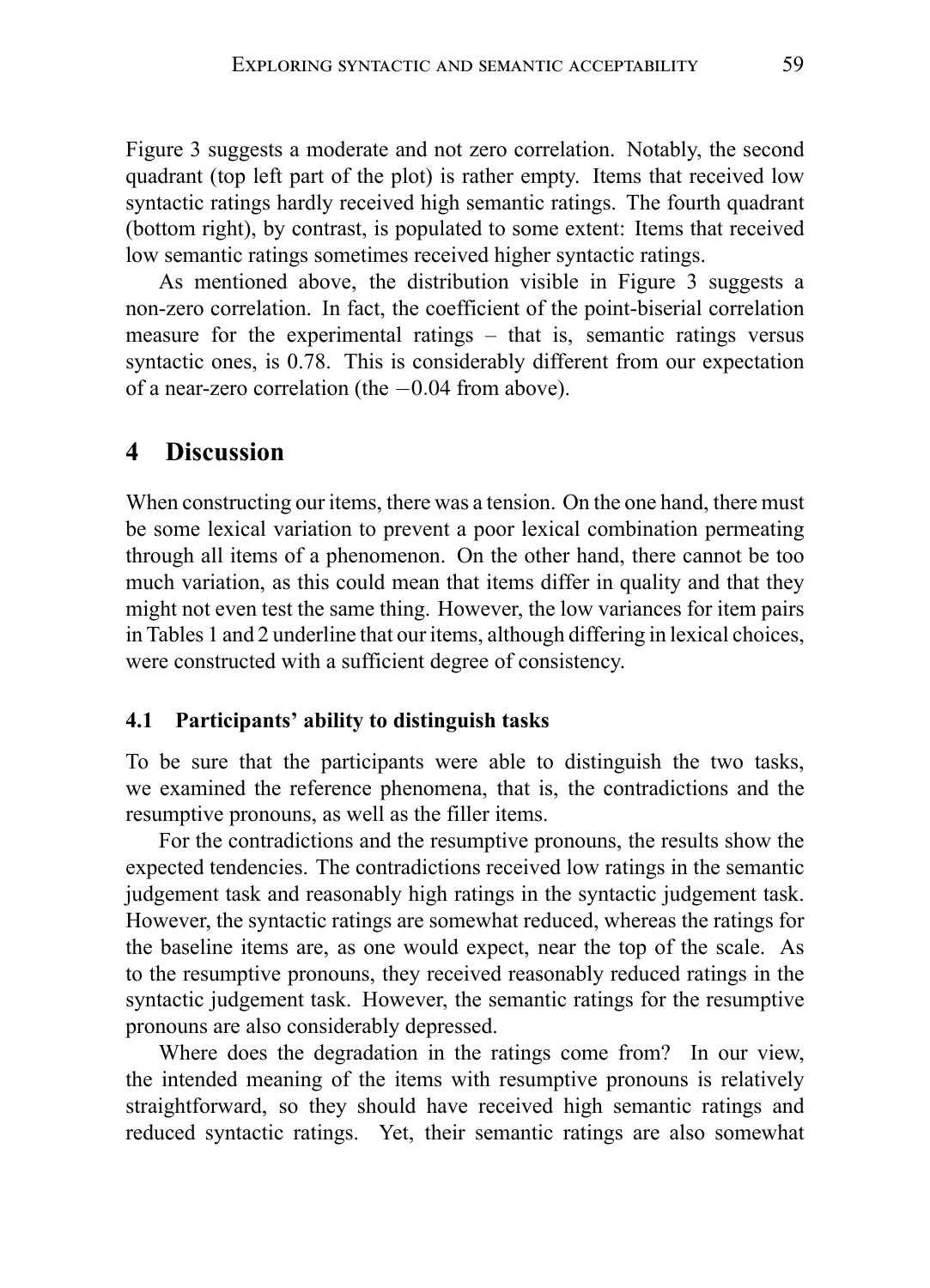Figure 3 suggests a moderate and not zero correlation. Notably, the second quadrant (top left part of the plot) is rather empty. Items that received low syntactic ratings hardly received high semantic ratings. The fourth quadrant (bottom right), by contrast, is populated to some extent: Items that received low semantic ratings sometimes received higher syntactic ratings.

As mentioned above, the distribution visible in Figure 3 suggests a non-zero correlation. In fact, the coefficient of the point-biserial correlation measure for the experimental ratings – that is, semantic ratings versus syntactic ones, is 0.78. This is considerably different from our expectation of a near-zero correlation (the $-0.04$ from above).

## 4 Discussion

When constructing our items, there was a tension. On the one hand, there must be some lexical variation to prevent a poor lexical combination permeating through all items of a phenomenon. On the other hand, there cannot be too much variation, as this could mean that items differ in quality and that they might not even test the same thing. However, the low variances for item pairs in Tables 1 and 2 underline that our items, although differing in lexical choices, were constructed with a sufficient degree of consistency.

### 4.1 Participants' ability to distinguish tasks

To be sure that the participants were able to distinguish the two tasks, we examined the reference phenomena, that is, the contradictions and the resumptive pronouns, as well as the filler items.

For the contradictions and the resumptive pronouns, the results show the expected tendencies. The contradictions received low ratings in the semantic judgement task and reasonably high ratings in the syntactic judgement task. However, the syntactic ratings are somewhat reduced, whereas the ratings for the baseline items are, as one would expect, near the top of the scale. As to the resumptive pronouns, they received reasonably reduced ratings in the syntactic judgement task. However, the semantic ratings for the resumptive pronouns are also considerably depressed.

Where does the degradation in the ratings come from? In our view, the intended meaning of the items with resumptive pronouns is relatively straightforward, so they should have received high semantic ratings and reduced syntactic ratings. Yet, their semantic ratings are also somewhat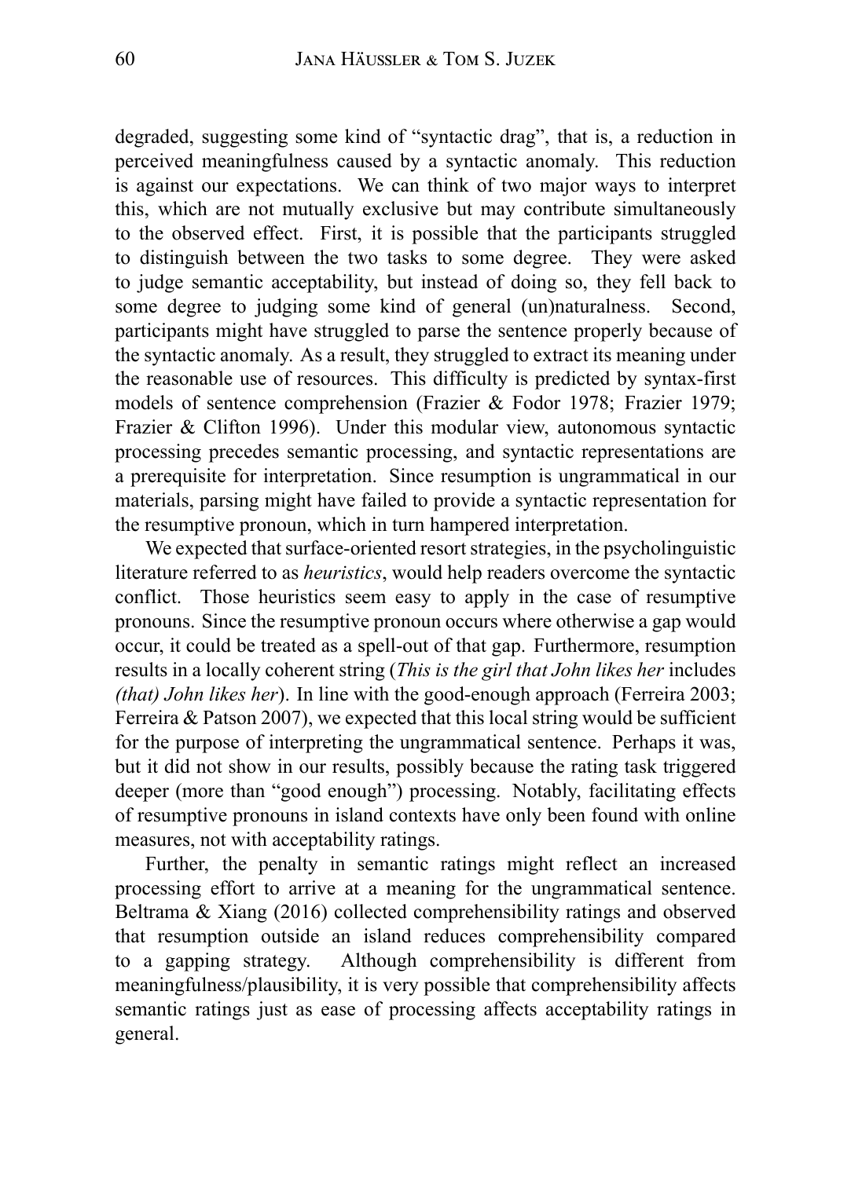degraded, suggesting some kind of "syntactic drag", that is, a reduction in perceived meaningfulness caused by a syntactic anomaly. This reduction is against our expectations. We can think of two major ways to interpret this, which are not mutually exclusive but may contribute simultaneously to the observed effect. First, it is possible that the participants struggled to distinguish between the two tasks to some degree. They were asked to judge semantic acceptability, but instead of doing so, they fell back to some degree to judging some kind of general (un)naturalness. Second, participants might have struggled to parse the sentence properly because of the syntactic anomaly. As a result, they struggled to extract its meaning under the reasonable use of resources. This difficulty is predicted by syntax-first models of sentence comprehension (Frazier & Fodor 1978; Frazier 1979; Frazier & Clifton 1996). Under this modular view, autonomous syntactic processing precedes semantic processing, and syntactic representations are a prerequisite for interpretation. Since resumption is ungrammatical in our materials, parsing might have failed to provide a syntactic representation for the resumptive pronoun, which in turn hampered interpretation.

We expected that surface-oriented resort strategies, in the psycholinguistic literature referred to as *heuristics*, would help readers overcome the syntactic conflict. Those heuristics seem easy to apply in the case of resumptive pronouns. Since the resumptive pronoun occurs where otherwise a gap would occur, it could be treated as a spell-out of that gap. Furthermore, resumption results in a locally coherent string (*This is the girl that John likes her* includes *(that) John likes her*). In line with the good-enough approach (Ferreira 2003; Ferreira & Patson 2007), we expected that this local string would be sufficient for the purpose of interpreting the ungrammatical sentence. Perhaps it was, but it did not show in our results, possibly because the rating task triggered deeper (more than "good enough") processing. Notably, facilitating effects of resumptive pronouns in island contexts have only been found with online measures, not with acceptability ratings.

Further, the penalty in semantic ratings might reflect an increased processing effort to arrive at a meaning for the ungrammatical sentence. Beltrama & Xiang (2016) collected comprehensibility ratings and observed that resumption outside an island reduces comprehensibility compared to a gapping strategy. Although comprehensibility is different from meaningfulness/plausibility, it is very possible that comprehensibility affects semantic ratings just as ease of processing affects acceptability ratings in general.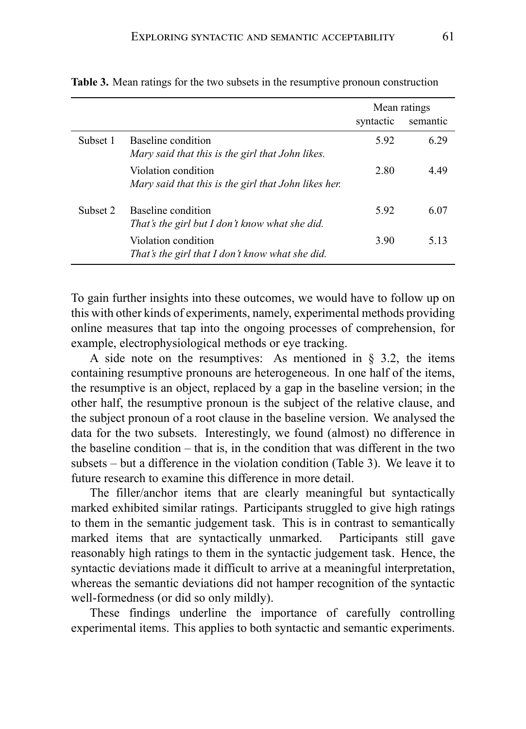**Table 3.** Mean ratings for the two subsets in the resumptive pronoun construction

| | | Mean ratings | |
|---|---|---|---|
| | | syntactic | semantic |
| Subset 1 | Baseline condition<br>*Mary said that this is the girl that John likes.* | 5.92 | 6.29 |
| | Violation condition<br>*Mary said that this is the girl that John likes her.* | 2.80 | 4.49 |
| Subset 2 | Baseline condition<br>*That's the girl but I don't know what she did.* | 5.92 | 6.07 |
| | Violation condition<br>*That's the girl that I don't know what she did.* | 3.90 | 5.13 |

To gain further insights into these outcomes, we would have to follow up on this with other kinds of experiments, namely, experimental methods providing online measures that tap into the ongoing processes of comprehension, for example, electrophysiological methods or eye tracking.

A side note on the resumptives: As mentioned in § 3.2, the items containing resumptive pronouns are heterogeneous. In one half of the items, the resumptive is an object, replaced by a gap in the baseline version; in the other half, the resumptive pronoun is the subject of the relative clause, and the subject pronoun of a root clause in the baseline version. We analysed the data for the two subsets. Interestingly, we found (almost) no difference in the baseline condition – that is, in the condition that was different in the two subsets – but a difference in the violation condition (Table 3). We leave it to future research to examine this difference in more detail.

The filler/anchor items that are clearly meaningful but syntactically marked exhibited similar ratings. Participants struggled to give high ratings to them in the semantic judgement task. This is in contrast to semantically marked items that are syntactically unmarked. Participants still gave reasonably high ratings to them in the syntactic judgement task. Hence, the syntactic deviations made it difficult to arrive at a meaningful interpretation, whereas the semantic deviations did not hamper recognition of the syntactic well-formedness (or did so only mildly).

These findings underline the importance of carefully controlling experimental items. This applies to both syntactic and semantic experiments.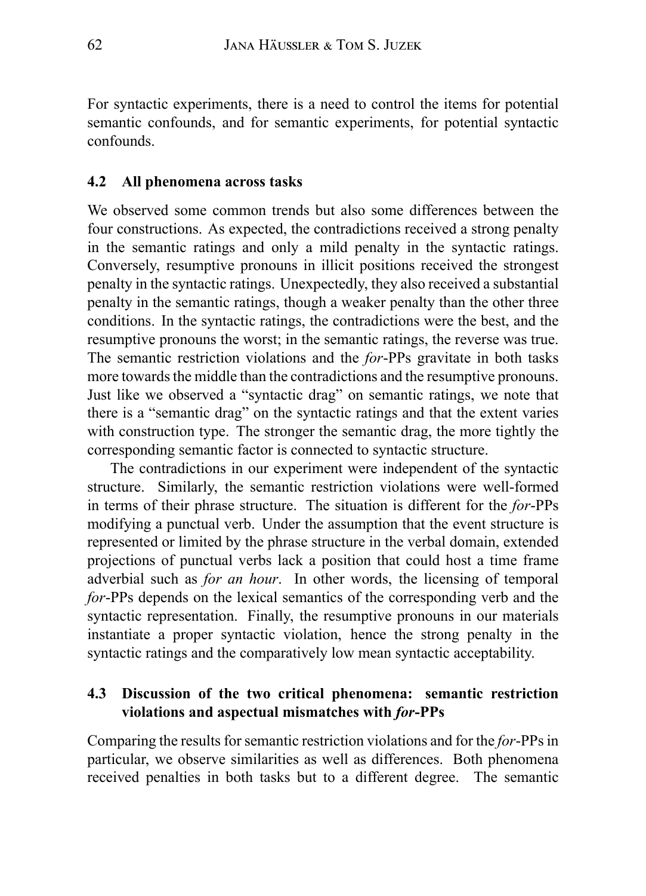For syntactic experiments, there is a need to control the items for potential semantic confounds, and for semantic experiments, for potential syntactic confounds.

### 4.2 All phenomena across tasks

We observed some common trends but also some differences between the four constructions. As expected, the contradictions received a strong penalty in the semantic ratings and only a mild penalty in the syntactic ratings. Conversely, resumptive pronouns in illicit positions received the strongest penalty in the syntactic ratings. Unexpectedly, they also received a substantial penalty in the semantic ratings, though a weaker penalty than the other three conditions. In the syntactic ratings, the contradictions were the best, and the resumptive pronouns the worst; in the semantic ratings, the reverse was true. The semantic restriction violations and the *for*-PPs gravitate in both tasks more towards the middle than the contradictions and the resumptive pronouns. Just like we observed a "syntactic drag" on semantic ratings, we note that there is a "semantic drag" on the syntactic ratings and that the extent varies with construction type. The stronger the semantic drag, the more tightly the corresponding semantic factor is connected to syntactic structure.

The contradictions in our experiment were independent of the syntactic structure. Similarly, the semantic restriction violations were well-formed in terms of their phrase structure. The situation is different for the *for*-PPs modifying a punctual verb. Under the assumption that the event structure is represented or limited by the phrase structure in the verbal domain, extended projections of punctual verbs lack a position that could host a time frame adverbial such as *for an hour*. In other words, the licensing of temporal *for*-PPs depends on the lexical semantics of the corresponding verb and the syntactic representation. Finally, the resumptive pronouns in our materials instantiate a proper syntactic violation, hence the strong penalty in the syntactic ratings and the comparatively low mean syntactic acceptability.

### 4.3 Discussion of the two critical phenomena: semantic restriction violations and aspectual mismatches with *for*-PPs

Comparing the results for semantic restriction violations and for the *for*-PPs in particular, we observe similarities as well as differences. Both phenomena received penalties in both tasks but to a different degree. The semantic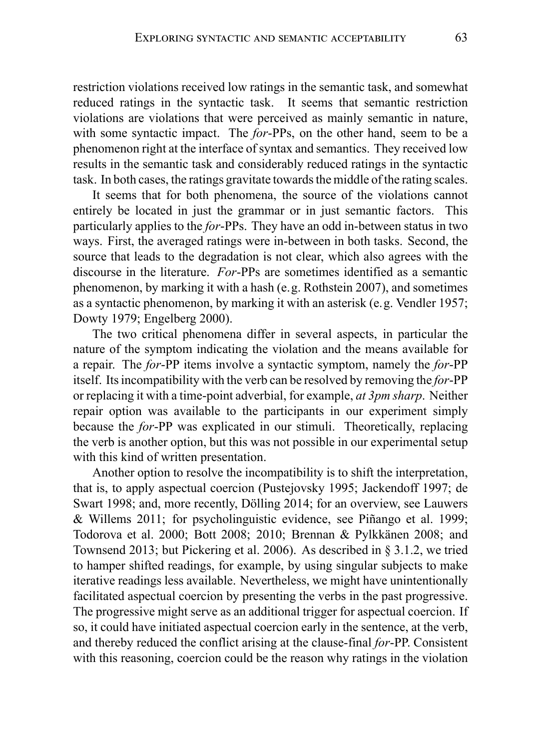restriction violations received low ratings in the semantic task, and somewhat reduced ratings in the syntactic task. It seems that semantic restriction violations are violations that were perceived as mainly semantic in nature, with some syntactic impact. The *for*-PPs, on the other hand, seem to be a phenomenon right at the interface of syntax and semantics. They received low results in the semantic task and considerably reduced ratings in the syntactic task. In both cases, the ratings gravitate towards the middle of the rating scales.

It seems that for both phenomena, the source of the violations cannot entirely be located in just the grammar or in just semantic factors. This particularly applies to the *for*-PPs. They have an odd in-between status in two ways. First, the averaged ratings were in-between in both tasks. Second, the source that leads to the degradation is not clear, which also agrees with the discourse in the literature. *For*-PPs are sometimes identified as a semantic phenomenon, by marking it with a hash (e. g. Rothstein 2007), and sometimes as a syntactic phenomenon, by marking it with an asterisk (e. g. Vendler 1957; Dowty 1979; Engelberg 2000).

The two critical phenomena differ in several aspects, in particular the nature of the symptom indicating the violation and the means available for a repair. The *for*-PP items involve a syntactic symptom, namely the *for*-PP itself. Its incompatibility with the verb can be resolved by removing the *for*-PP or replacing it with a time-point adverbial, for example, *at 3pm sharp*. Neither repair option was available to the participants in our experiment simply because the *for*-PP was explicated in our stimuli. Theoretically, replacing the verb is another option, but this was not possible in our experimental setup with this kind of written presentation.

Another option to resolve the incompatibility is to shift the interpretation, that is, to apply aspectual coercion (Pustejovsky 1995; Jackendoff 1997; de Swart 1998; and, more recently, Dölling 2014; for an overview, see Lauwers & Willems 2011; for psycholinguistic evidence, see Piñango et al. 1999; Todorova et al. 2000; Bott 2008; 2010; Brennan & Pylkkänen 2008; and Townsend 2013; but Pickering et al. 2006). As described in § 3.1.2, we tried to hamper shifted readings, for example, by using singular subjects to make iterative readings less available. Nevertheless, we might have unintentionally facilitated aspectual coercion by presenting the verbs in the past progressive. The progressive might serve as an additional trigger for aspectual coercion. If so, it could have initiated aspectual coercion early in the sentence, at the verb, and thereby reduced the conflict arising at the clause-final *for*-PP. Consistent with this reasoning, coercion could be the reason why ratings in the violation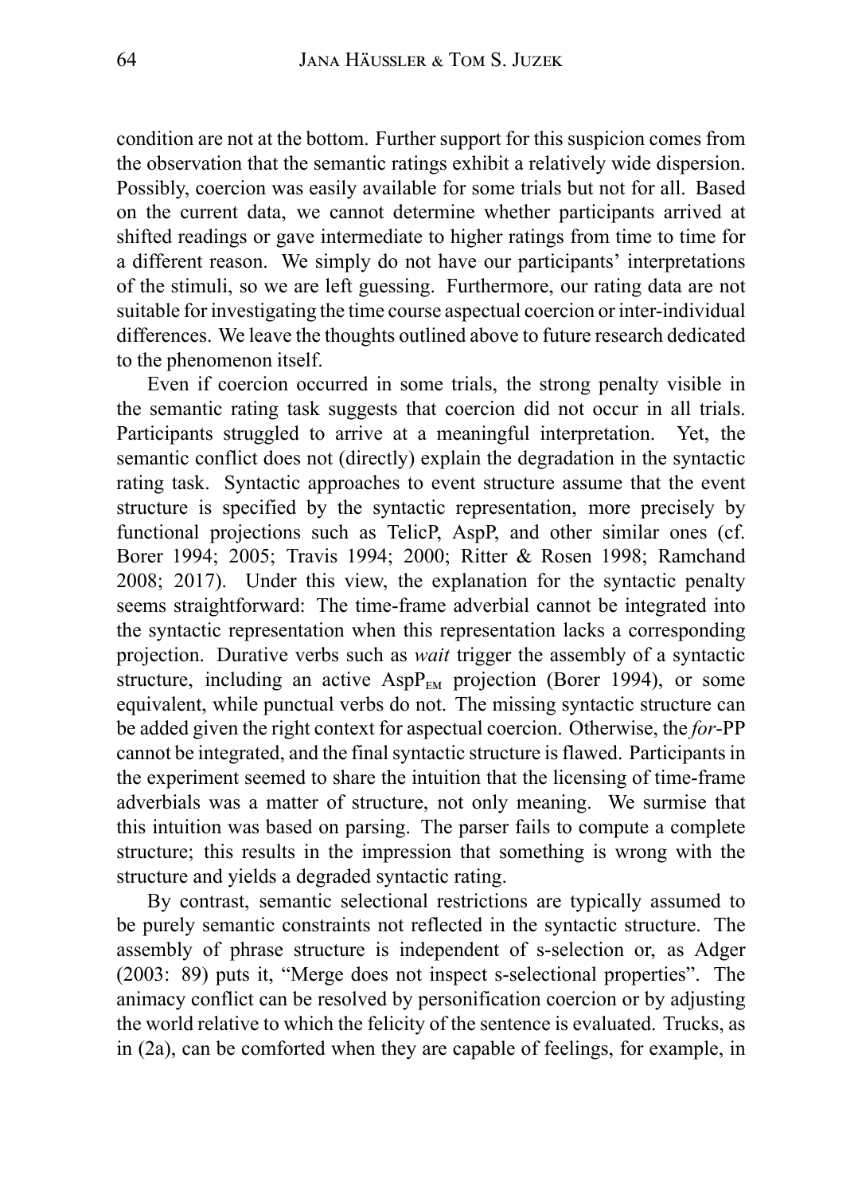condition are not at the bottom. Further support for this suspicion comes from the observation that the semantic ratings exhibit a relatively wide dispersion. Possibly, coercion was easily available for some trials but not for all. Based on the current data, we cannot determine whether participants arrived at shifted readings or gave intermediate to higher ratings from time to time for a different reason. We simply do not have our participants' interpretations of the stimuli, so we are left guessing. Furthermore, our rating data are not suitable for investigating the time course aspectual coercion or inter-individual differences. We leave the thoughts outlined above to future research dedicated to the phenomenon itself.

Even if coercion occurred in some trials, the strong penalty visible in the semantic rating task suggests that coercion did not occur in all trials. Participants struggled to arrive at a meaningful interpretation. Yet, the semantic conflict does not (directly) explain the degradation in the syntactic rating task. Syntactic approaches to event structure assume that the event structure is specified by the syntactic representation, more precisely by functional projections such as TelicP, AspP, and other similar ones (cf. Borer 1994; 2005; Travis 1994; 2000; Ritter & Rosen 1998; Ramchand 2008; 2017). Under this view, the explanation for the syntactic penalty seems straightforward: The time-frame adverbial cannot be integrated into the syntactic representation when this representation lacks a corresponding projection. Durative verbs such as *wait* trigger the assembly of a syntactic structure, including an active $\text{AspP}_{\text{EM}}$ projection (Borer 1994), or some equivalent, while punctual verbs do not. The missing syntactic structure can be added given the right context for aspectual coercion. Otherwise, the *for*-PP cannot be integrated, and the final syntactic structure is flawed. Participants in the experiment seemed to share the intuition that the licensing of time-frame adverbials was a matter of structure, not only meaning. We surmise that this intuition was based on parsing. The parser fails to compute a complete structure; this results in the impression that something is wrong with the structure and yields a degraded syntactic rating.

By contrast, semantic selectional restrictions are typically assumed to be purely semantic constraints not reflected in the syntactic structure. The assembly of phrase structure is independent of s-selection or, as Adger (2003: 89) puts it, "Merge does not inspect s-selectional properties". The animacy conflict can be resolved by personification coercion or by adjusting the world relative to which the felicity of the sentence is evaluated. Trucks, as in (2a), can be comforted when they are capable of feelings, for example, in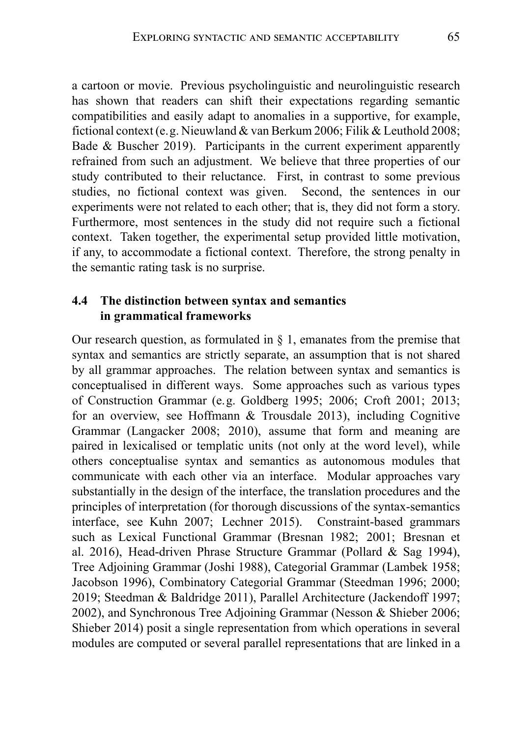a cartoon or movie. Previous psycholinguistic and neurolinguistic research has shown that readers can shift their expectations regarding semantic compatibilities and easily adapt to anomalies in a supportive, for example, fictional context (e. g. Nieuwland & van Berkum 2006; Filik & Leuthold 2008; Bade & Buscher 2019). Participants in the current experiment apparently refrained from such an adjustment. We believe that three properties of our study contributed to their reluctance. First, in contrast to some previous studies, no fictional context was given. Second, the sentences in our experiments were not related to each other; that is, they did not form a story. Furthermore, most sentences in the study did not require such a fictional context. Taken together, the experimental setup provided little motivation, if any, to accommodate a fictional context. Therefore, the strong penalty in the semantic rating task is no surprise.

### 4.4 The distinction between syntax and semantics in grammatical frameworks

Our research question, as formulated in § 1, emanates from the premise that syntax and semantics are strictly separate, an assumption that is not shared by all grammar approaches. The relation between syntax and semantics is conceptualised in different ways. Some approaches such as various types of Construction Grammar (e. g. Goldberg 1995; 2006; Croft 2001; 2013; for an overview, see Hoffmann & Trousdale 2013), including Cognitive Grammar (Langacker 2008; 2010), assume that form and meaning are paired in lexicalised or templatic units (not only at the word level), while others conceptualise syntax and semantics as autonomous modules that communicate with each other via an interface. Modular approaches vary substantially in the design of the interface, the translation procedures and the principles of interpretation (for thorough discussions of the syntax-semantics interface, see Kuhn 2007; Lechner 2015). Constraint-based grammars such as Lexical Functional Grammar (Bresnan 1982; 2001; Bresnan et al. 2016), Head-driven Phrase Structure Grammar (Pollard & Sag 1994), Tree Adjoining Grammar (Joshi 1988), Categorial Grammar (Lambek 1958; Jacobson 1996), Combinatory Categorial Grammar (Steedman 1996; 2000; 2019; Steedman & Baldridge 2011), Parallel Architecture (Jackendoff 1997; 2002), and Synchronous Tree Adjoining Grammar (Nesson & Shieber 2006; Shieber 2014) posit a single representation from which operations in several modules are computed or several parallel representations that are linked in a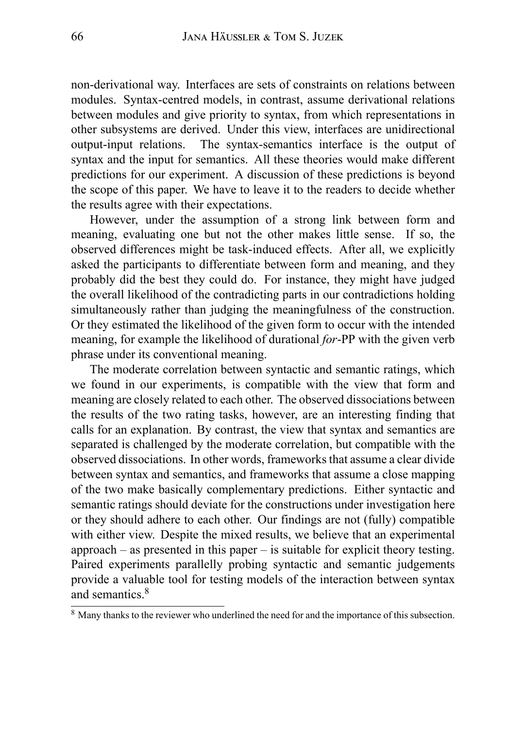non-derivational way. Interfaces are sets of constraints on relations between modules. Syntax-centred models, in contrast, assume derivational relations between modules and give priority to syntax, from which representations in other subsystems are derived. Under this view, interfaces are unidirectional output-input relations. The syntax-semantics interface is the output of syntax and the input for semantics. All these theories would make different predictions for our experiment. A discussion of these predictions is beyond the scope of this paper. We have to leave it to the readers to decide whether the results agree with their expectations.

However, under the assumption of a strong link between form and meaning, evaluating one but not the other makes little sense. If so, the observed differences might be task-induced effects. After all, we explicitly asked the participants to differentiate between form and meaning, and they probably did the best they could do. For instance, they might have judged the overall likelihood of the contradicting parts in our contradictions holding simultaneously rather than judging the meaningfulness of the construction. Or they estimated the likelihood of the given form to occur with the intended meaning, for example the likelihood of durational *for*-PP with the given verb phrase under its conventional meaning.

The moderate correlation between syntactic and semantic ratings, which we found in our experiments, is compatible with the view that form and meaning are closely related to each other. The observed dissociations between the results of the two rating tasks, however, are an interesting finding that calls for an explanation. By contrast, the view that syntax and semantics are separated is challenged by the moderate correlation, but compatible with the observed dissociations. In other words, frameworks that assume a clear divide between syntax and semantics, and frameworks that assume a close mapping of the two make basically complementary predictions. Either syntactic and semantic ratings should deviate for the constructions under investigation here or they should adhere to each other. Our findings are not (fully) compatible with either view. Despite the mixed results, we believe that an experimental approach – as presented in this paper – is suitable for explicit theory testing. Paired experiments parallelly probing syntactic and semantic judgements provide a valuable tool for testing models of the interaction between syntax and semantics.[8]

[8] Many thanks to the reviewer who underlined the need for and the importance of this subsection.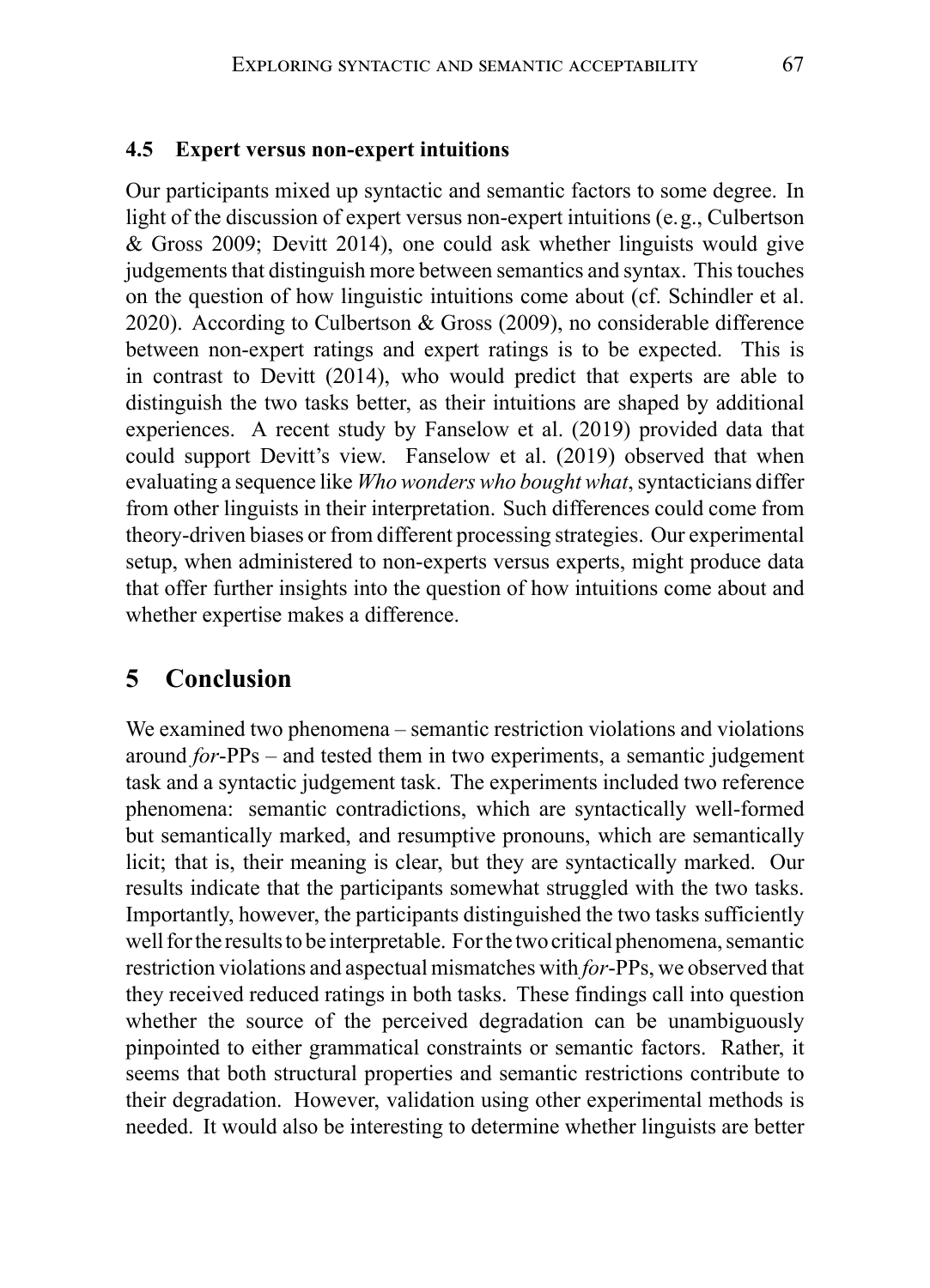### 4.5 Expert versus non-expert intuitions

Our participants mixed up syntactic and semantic factors to some degree. In light of the discussion of expert versus non-expert intuitions (e. g., Culbertson & Gross 2009; Devitt 2014), one could ask whether linguists would give judgements that distinguish more between semantics and syntax. This touches on the question of how linguistic intuitions come about (cf. Schindler et al. 2020). According to Culbertson & Gross (2009), no considerable difference between non-expert ratings and expert ratings is to be expected. This is in contrast to Devitt (2014), who would predict that experts are able to distinguish the two tasks better, as their intuitions are shaped by additional experiences. A recent study by Fanselow et al. (2019) provided data that could support Devitt's view. Fanselow et al. (2019) observed that when evaluating a sequence like *Who wonders who bought what*, syntacticians differ from other linguists in their interpretation. Such differences could come from theory-driven biases or from different processing strategies. Our experimental setup, when administered to non-experts versus experts, might produce data that offer further insights into the question of how intuitions come about and whether expertise makes a difference.

## 5 Conclusion

We examined two phenomena – semantic restriction violations and violations around *for*-PPs – and tested them in two experiments, a semantic judgement task and a syntactic judgement task. The experiments included two reference phenomena: semantic contradictions, which are syntactically well-formed but semantically marked, and resumptive pronouns, which are semantically licit; that is, their meaning is clear, but they are syntactically marked. Our results indicate that the participants somewhat struggled with the two tasks. Importantly, however, the participants distinguished the two tasks sufficiently well for the results to be interpretable. For the two critical phenomena, semantic restriction violations and aspectual mismatches with *for*-PPs, we observed that they received reduced ratings in both tasks. These findings call into question whether the source of the perceived degradation can be unambiguously pinpointed to either grammatical constraints or semantic factors. Rather, it seems that both structural properties and semantic restrictions contribute to their degradation. However, validation using other experimental methods is needed. It would also be interesting to determine whether linguists are better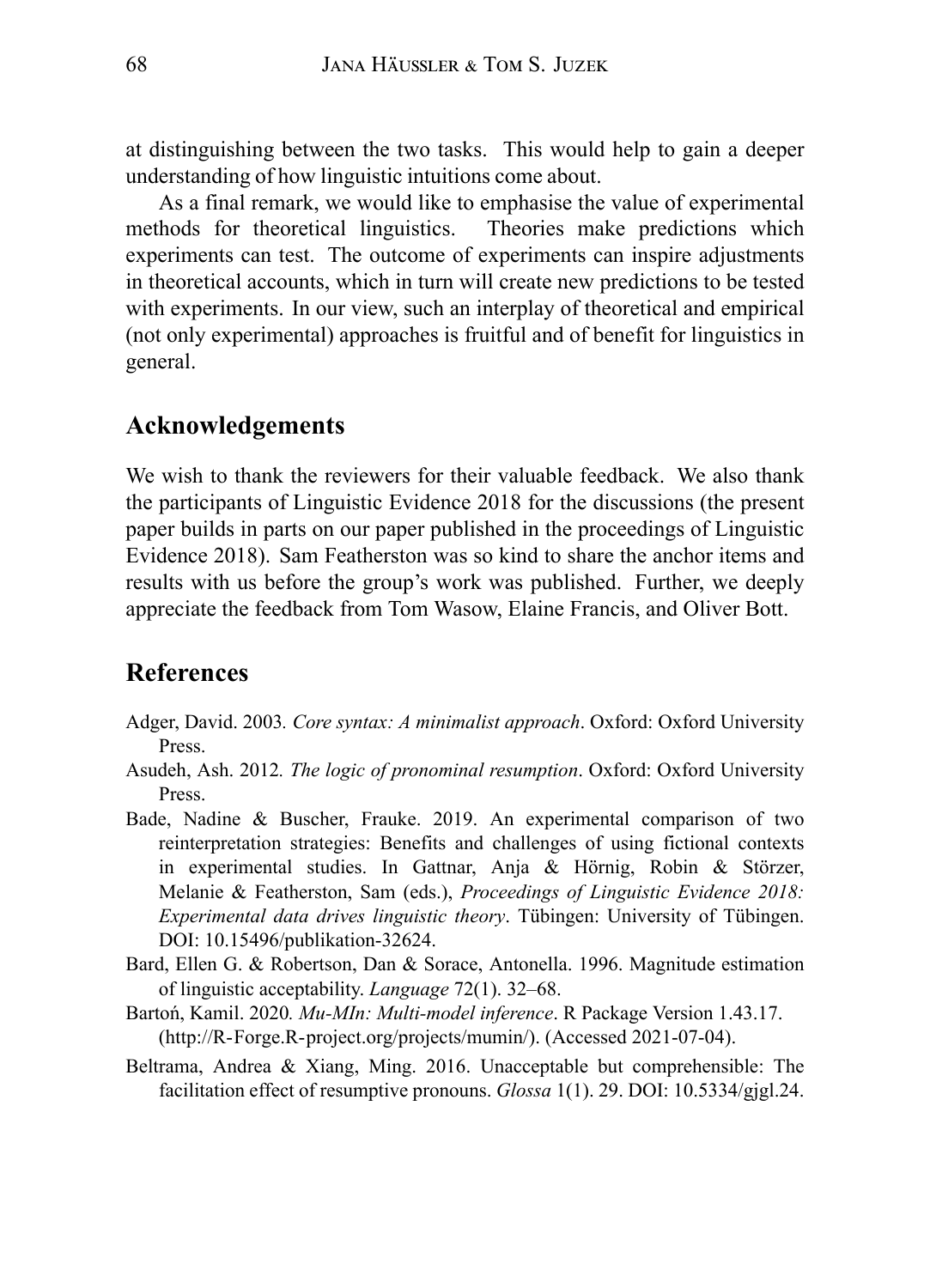at distinguishing between the two tasks. This would help to gain a deeper understanding of how linguistic intuitions come about.

As a final remark, we would like to emphasise the value of experimental methods for theoretical linguistics. Theories make predictions which experiments can test. The outcome of experiments can inspire adjustments in theoretical accounts, which in turn will create new predictions to be tested with experiments. In our view, such an interplay of theoretical and empirical (not only experimental) approaches is fruitful and of benefit for linguistics in general.

## Acknowledgements

We wish to thank the reviewers for their valuable feedback. We also thank the participants of Linguistic Evidence 2018 for the discussions (the present paper builds in parts on our paper published in the proceedings of Linguistic Evidence 2018). Sam Featherston was so kind to share the anchor items and results with us before the group's work was published. Further, we deeply appreciate the feedback from Tom Wasow, Elaine Francis, and Oliver Bott.

## References

Adger, David. 2003. *Core syntax: A minimalist approach*. Oxford: Oxford University Press.

Asudeh, Ash. 2012. *The logic of pronominal resumption*. Oxford: Oxford University Press.

Bade, Nadine & Buscher, Frauke. 2019. An experimental comparison of two reinterpretation strategies: Benefits and challenges of using fictional contexts in experimental studies. In Gattnar, Anja & Hörnig, Robin & Störzer, Melanie & Featherston, Sam (eds.), *Proceedings of Linguistic Evidence 2018: Experimental data drives linguistic theory*. Tübingen: University of Tübingen. DOI: 10.15496/publikation-32624.

Bard, Ellen G. & Robertson, Dan & Sorace, Antonella. 1996. Magnitude estimation of linguistic acceptability. *Language* 72(1). 32–68.

Bartoń, Kamil. 2020. *Mu-MIn: Multi-model inference*. R Package Version 1.43.17. (http://R-Forge.R-project.org/projects/mumin/). (Accessed 2021-07-04).

Beltrama, Andrea & Xiang, Ming. 2016. Unacceptable but comprehensible: The facilitation effect of resumptive pronouns. *Glossa* 1(1). 29. DOI: 10.5334/gjgl.24.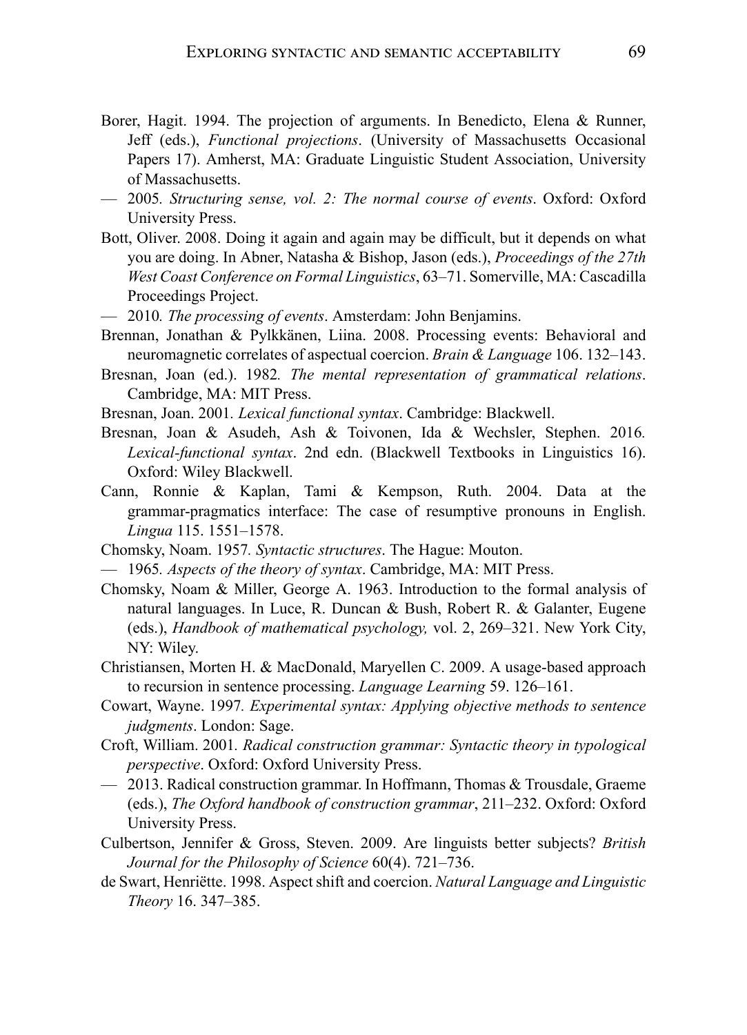Borer, Hagit. 1994. The projection of arguments. In Benedicto, Elena & Runner, Jeff (eds.), *Functional projections*. (University of Massachusetts Occasional Papers 17). Amherst, MA: Graduate Linguistic Student Association, University of Massachusetts.

— 2005. *Structuring sense, vol. 2: The normal course of events*. Oxford: Oxford University Press.

Bott, Oliver. 2008. Doing it again and again may be difficult, but it depends on what you are doing. In Abner, Natasha & Bishop, Jason (eds.), *Proceedings of the 27th West Coast Conference on Formal Linguistics*, 63–71. Somerville, MA: Cascadilla Proceedings Project.

— 2010. *The processing of events*. Amsterdam: John Benjamins.

Brennan, Jonathan & Pylkkänen, Liina. 2008. Processing events: Behavioral and neuromagnetic correlates of aspectual coercion. *Brain & Language* 106. 132–143.

Bresnan, Joan (ed.). 1982. *The mental representation of grammatical relations*. Cambridge, MA: MIT Press.

Bresnan, Joan. 2001. *Lexical functional syntax*. Cambridge: Blackwell.

Bresnan, Joan & Asudeh, Ash & Toivonen, Ida & Wechsler, Stephen. 2016. *Lexical-functional syntax*. 2nd edn. (Blackwell Textbooks in Linguistics 16). Oxford: Wiley Blackwell.

Cann, Ronnie & Kaplan, Tami & Kempson, Ruth. 2004. Data at the grammar-pragmatics interface: The case of resumptive pronouns in English. *Lingua* 115. 1551–1578.

Chomsky, Noam. 1957. *Syntactic structures*. The Hague: Mouton.

— 1965. *Aspects of the theory of syntax*. Cambridge, MA: MIT Press.

Chomsky, Noam & Miller, George A. 1963. Introduction to the formal analysis of natural languages. In Luce, R. Duncan & Bush, Robert R. & Galanter, Eugene (eds.), *Handbook of mathematical psychology,* vol. 2, 269–321. New York City, NY: Wiley.

Christiansen, Morten H. & MacDonald, Maryellen C. 2009. A usage-based approach to recursion in sentence processing. *Language Learning* 59. 126–161.

Cowart, Wayne. 1997. *Experimental syntax: Applying objective methods to sentence judgments*. London: Sage.

Croft, William. 2001. *Radical construction grammar: Syntactic theory in typological perspective*. Oxford: Oxford University Press.

— 2013. Radical construction grammar. In Hoffmann, Thomas & Trousdale, Graeme (eds.), *The Oxford handbook of construction grammar*, 211–232. Oxford: Oxford University Press.

Culbertson, Jennifer & Gross, Steven. 2009. Are linguists better subjects? *British Journal for the Philosophy of Science* 60(4). 721–736.

de Swart, Henriëtte. 1998. Aspect shift and coercion. *Natural Language and Linguistic Theory* 16. 347–385.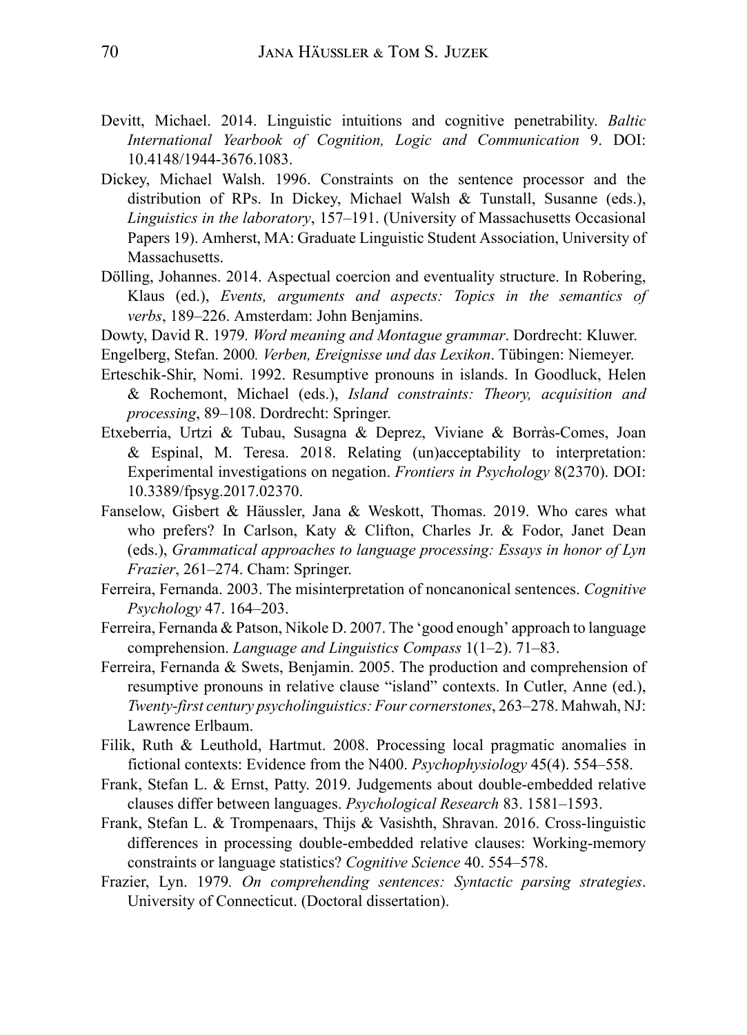Devitt, Michael. 2014. Linguistic intuitions and cognitive penetrability. *Baltic International Yearbook of Cognition, Logic and Communication* 9. DOI: 10.4148/1944-3676.1083.

Dickey, Michael Walsh. 1996. Constraints on the sentence processor and the distribution of RPs. In Dickey, Michael Walsh & Tunstall, Susanne (eds.), *Linguistics in the laboratory*, 157–191. (University of Massachusetts Occasional Papers 19). Amherst, MA: Graduate Linguistic Student Association, University of Massachusetts.

Dölling, Johannes. 2014. Aspectual coercion and eventuality structure. In Robering, Klaus (ed.), *Events, arguments and aspects: Topics in the semantics of verbs*, 189–226. Amsterdam: John Benjamins.

Dowty, David R. 1979*. Word meaning and Montague grammar*. Dordrecht: Kluwer.

Engelberg, Stefan. 2000*. Verben, Ereignisse und das Lexikon*. Tübingen: Niemeyer.

Erteschik-Shir, Nomi. 1992. Resumptive pronouns in islands. In Goodluck, Helen & Rochemont, Michael (eds.), *Island constraints: Theory, acquisition and processing*, 89–108. Dordrecht: Springer.

Etxeberria, Urtzi & Tubau, Susagna & Deprez, Viviane & Borràs-Comes, Joan & Espinal, M. Teresa. 2018. Relating (un)acceptability to interpretation: Experimental investigations on negation. *Frontiers in Psychology* 8(2370). DOI: 10.3389/fpsyg.2017.02370.

Fanselow, Gisbert & Häussler, Jana & Weskott, Thomas. 2019. Who cares what who prefers? In Carlson, Katy & Clifton, Charles Jr. & Fodor, Janet Dean (eds.), *Grammatical approaches to language processing: Essays in honor of Lyn Frazier*, 261–274. Cham: Springer.

Ferreira, Fernanda. 2003. The misinterpretation of noncanonical sentences. *Cognitive Psychology* 47. 164–203.

Ferreira, Fernanda & Patson, Nikole D. 2007. The 'good enough' approach to language comprehension. *Language and Linguistics Compass* 1(1–2). 71–83.

Ferreira, Fernanda & Swets, Benjamin. 2005. The production and comprehension of resumptive pronouns in relative clause "island" contexts. In Cutler, Anne (ed.), *Twenty-first century psycholinguistics: Four cornerstones*, 263–278. Mahwah, NJ: Lawrence Erlbaum.

Filik, Ruth & Leuthold, Hartmut. 2008. Processing local pragmatic anomalies in fictional contexts: Evidence from the N400. *Psychophysiology* 45(4). 554–558.

Frank, Stefan L. & Ernst, Patty. 2019. Judgements about double-embedded relative clauses differ between languages. *Psychological Research* 83. 1581–1593.

Frank, Stefan L. & Trompenaars, Thijs & Vasishth, Shravan. 2016. Cross-linguistic differences in processing double-embedded relative clauses: Working-memory constraints or language statistics? *Cognitive Science* 40. 554–578.

Frazier, Lyn. 1979*. On comprehending sentences: Syntactic parsing strategies*. University of Connecticut. (Doctoral dissertation).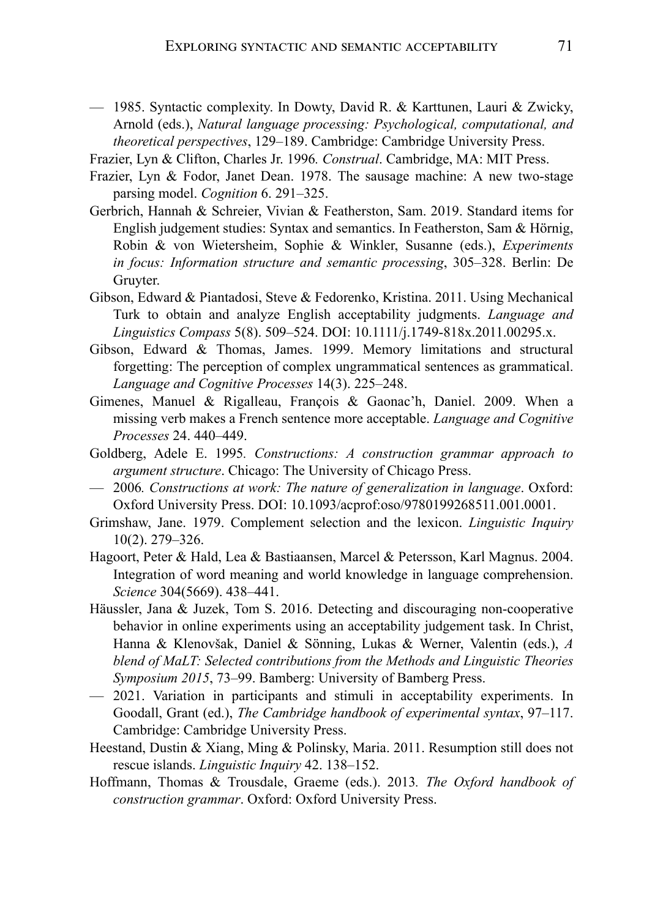— 1985. Syntactic complexity. In Dowty, David R. & Karttunen, Lauri & Zwicky, Arnold (eds.), *Natural language processing: Psychological, computational, and theoretical perspectives*, 129–189. Cambridge: Cambridge University Press.

Frazier, Lyn & Clifton, Charles Jr. 1996. *Construal*. Cambridge, MA: MIT Press.

Frazier, Lyn & Fodor, Janet Dean. 1978. The sausage machine: A new two-stage parsing model. *Cognition* 6. 291–325.

Gerbrich, Hannah & Schreier, Vivian & Featherston, Sam. 2019. Standard items for English judgement studies: Syntax and semantics. In Featherston, Sam & Hörnig, Robin & von Wietersheim, Sophie & Winkler, Susanne (eds.), *Experiments in focus: Information structure and semantic processing*, 305–328. Berlin: De Gruyter.

Gibson, Edward & Piantadosi, Steve & Fedorenko, Kristina. 2011. Using Mechanical Turk to obtain and analyze English acceptability judgments. *Language and Linguistics Compass* 5(8). 509–524. DOI: 10.1111/j.1749-818x.2011.00295.x.

Gibson, Edward & Thomas, James. 1999. Memory limitations and structural forgetting: The perception of complex ungrammatical sentences as grammatical. *Language and Cognitive Processes* 14(3). 225–248.

Gimenes, Manuel & Rigalleau, François & Gaonac'h, Daniel. 2009. When a missing verb makes a French sentence more acceptable. *Language and Cognitive Processes* 24. 440–449.

Goldberg, Adele E. 1995. *Constructions: A construction grammar approach to argument structure*. Chicago: The University of Chicago Press.

— 2006. *Constructions at work: The nature of generalization in language*. Oxford: Oxford University Press. DOI: 10.1093/acprof:oso/9780199268511.001.0001.

Grimshaw, Jane. 1979. Complement selection and the lexicon. *Linguistic Inquiry* 10(2). 279–326.

Hagoort, Peter & Hald, Lea & Bastiaansen, Marcel & Petersson, Karl Magnus. 2004. Integration of word meaning and world knowledge in language comprehension. *Science* 304(5669). 438–441.

Häussler, Jana & Juzek, Tom S. 2016. Detecting and discouraging non-cooperative behavior in online experiments using an acceptability judgement task. In Christ, Hanna & Klenovšak, Daniel & Sönning, Lukas & Werner, Valentin (eds.), *A blend of MaLT: Selected contributions from the Methods and Linguistic Theories Symposium 2015*, 73–99. Bamberg: University of Bamberg Press.

— 2021. Variation in participants and stimuli in acceptability experiments. In Goodall, Grant (ed.), *The Cambridge handbook of experimental syntax*, 97–117. Cambridge: Cambridge University Press.

Heestand, Dustin & Xiang, Ming & Polinsky, Maria. 2011. Resumption still does not rescue islands. *Linguistic Inquiry* 42. 138–152.

Hoffmann, Thomas & Trousdale, Graeme (eds.). 2013. *The Oxford handbook of construction grammar*. Oxford: Oxford University Press.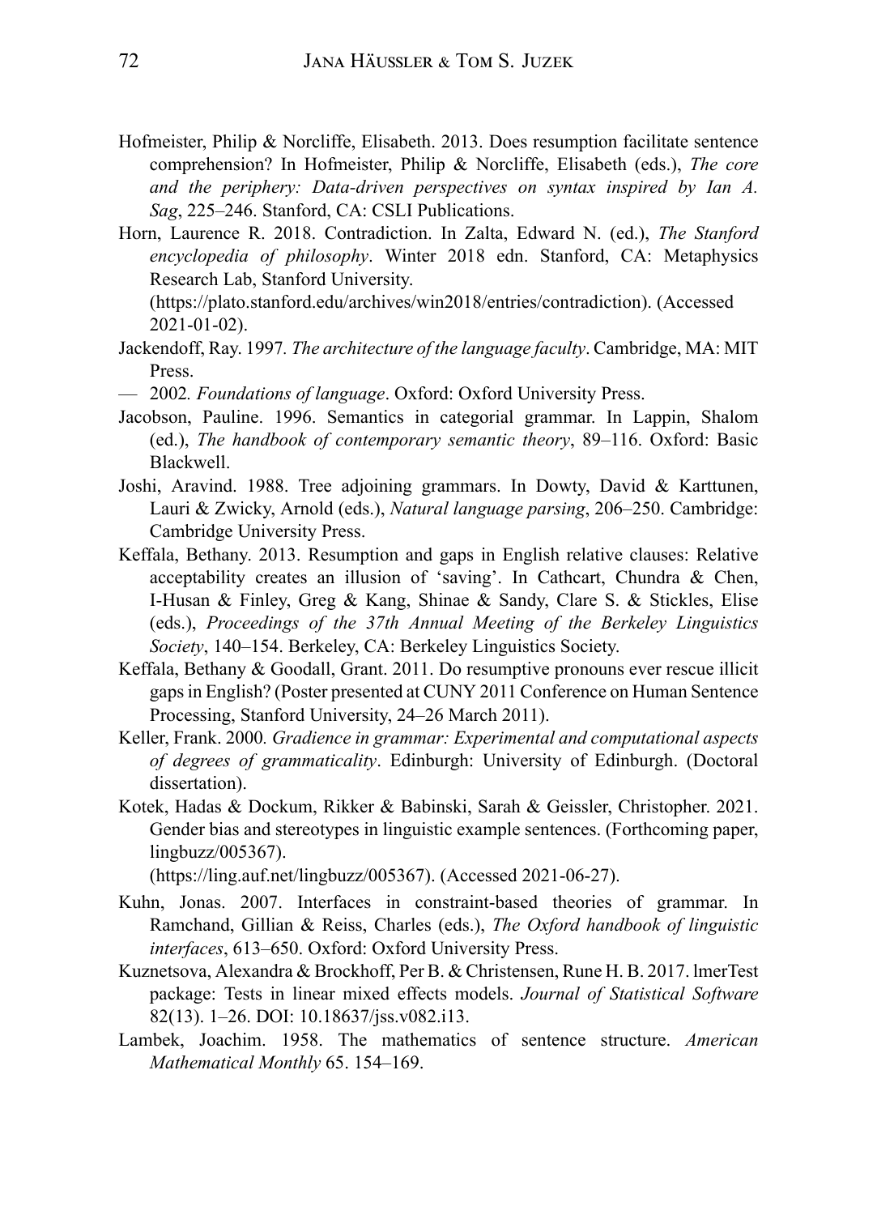Hofmeister, Philip & Norcliffe, Elisabeth. 2013. Does resumption facilitate sentence comprehension? In Hofmeister, Philip & Norcliffe, Elisabeth (eds.), *The core and the periphery: Data-driven perspectives on syntax inspired by Ian A. Sag*, 225–246. Stanford, CA: CSLI Publications.

Horn, Laurence R. 2018. Contradiction. In Zalta, Edward N. (ed.), *The Stanford encyclopedia of philosophy*. Winter 2018 edn. Stanford, CA: Metaphysics Research Lab, Stanford University. (https://plato.stanford.edu/archives/win2018/entries/contradiction). (Accessed 2021-01-02).

Jackendoff, Ray. 1997. *The architecture of the language faculty*. Cambridge, MA: MIT Press.

— 2002. *Foundations of language*. Oxford: Oxford University Press.

Jacobson, Pauline. 1996. Semantics in categorial grammar. In Lappin, Shalom (ed.), *The handbook of contemporary semantic theory*, 89–116. Oxford: Basic Blackwell.

Joshi, Aravind. 1988. Tree adjoining grammars. In Dowty, David & Karttunen, Lauri & Zwicky, Arnold (eds.), *Natural language parsing*, 206–250. Cambridge: Cambridge University Press.

Keffala, Bethany. 2013. Resumption and gaps in English relative clauses: Relative acceptability creates an illusion of 'saving'. In Cathcart, Chundra & Chen, I-Husan & Finley, Greg & Kang, Shinae & Sandy, Clare S. & Stickles, Elise (eds.), *Proceedings of the 37th Annual Meeting of the Berkeley Linguistics Society*, 140–154. Berkeley, CA: Berkeley Linguistics Society.

Keffala, Bethany & Goodall, Grant. 2011. Do resumptive pronouns ever rescue illicit gaps in English? (Poster presented at CUNY 2011 Conference on Human Sentence Processing, Stanford University, 24–26 March 2011).

Keller, Frank. 2000. *Gradience in grammar: Experimental and computational aspects of degrees of grammaticality*. Edinburgh: University of Edinburgh. (Doctoral dissertation).

Kotek, Hadas & Dockum, Rikker & Babinski, Sarah & Geissler, Christopher. 2021. Gender bias and stereotypes in linguistic example sentences. (Forthcoming paper, lingbuzz/005367). (https://ling.auf.net/lingbuzz/005367). (Accessed 2021-06-27).

Kuhn, Jonas. 2007. Interfaces in constraint-based theories of grammar. In Ramchand, Gillian & Reiss, Charles (eds.), *The Oxford handbook of linguistic interfaces*, 613–650. Oxford: Oxford University Press.

Kuznetsova, Alexandra & Brockhoff, Per B. & Christensen, Rune H. B. 2017. lmerTest package: Tests in linear mixed effects models. *Journal of Statistical Software* 82(13). 1–26. DOI: 10.18637/jss.v082.i13.

Lambek, Joachim. 1958. The mathematics of sentence structure. *American Mathematical Monthly* 65. 154–169.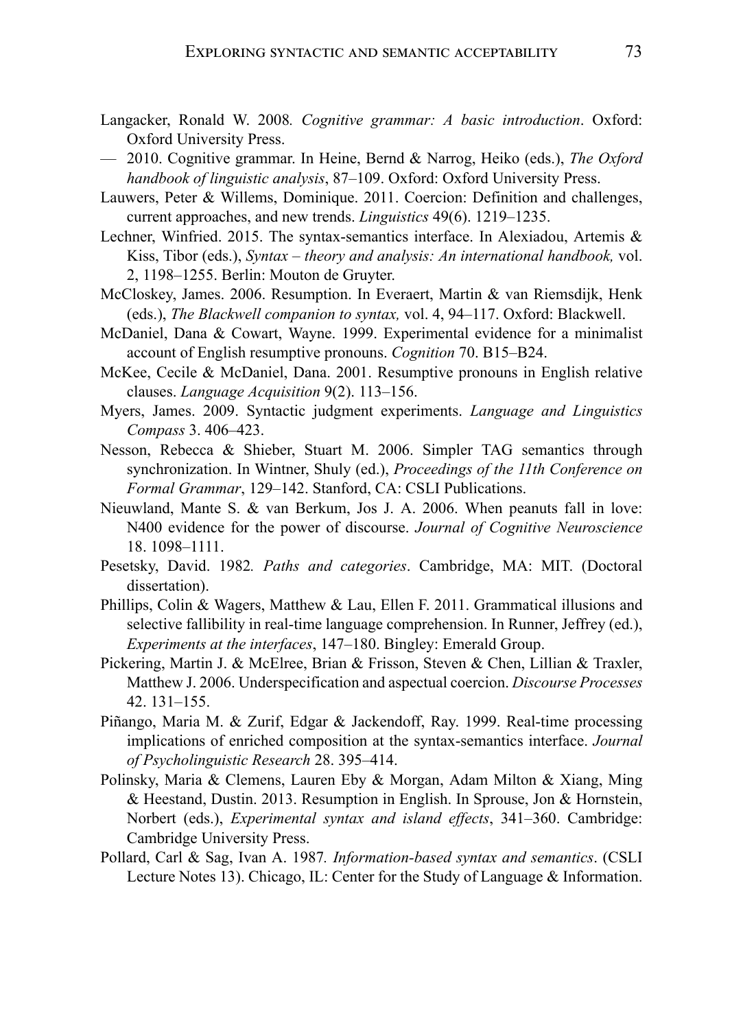Langacker, Ronald W. 2008. *Cognitive grammar: A basic introduction*. Oxford: Oxford University Press.

— 2010. Cognitive grammar. In Heine, Bernd & Narrog, Heiko (eds.), *The Oxford handbook of linguistic analysis*, 87–109. Oxford: Oxford University Press.

Lauwers, Peter & Willems, Dominique. 2011. Coercion: Definition and challenges, current approaches, and new trends. *Linguistics* 49(6). 1219–1235.

Lechner, Winfried. 2015. The syntax-semantics interface. In Alexiadou, Artemis & Kiss, Tibor (eds.), *Syntax – theory and analysis: An international handbook,* vol. 2, 1198–1255. Berlin: Mouton de Gruyter.

McCloskey, James. 2006. Resumption. In Everaert, Martin & van Riemsdijk, Henk (eds.), *The Blackwell companion to syntax,* vol. 4, 94–117. Oxford: Blackwell.

McDaniel, Dana & Cowart, Wayne. 1999. Experimental evidence for a minimalist account of English resumptive pronouns. *Cognition* 70. B15–B24.

McKee, Cecile & McDaniel, Dana. 2001. Resumptive pronouns in English relative clauses. *Language Acquisition* 9(2). 113–156.

Myers, James. 2009. Syntactic judgment experiments. *Language and Linguistics Compass* 3. 406–423.

Nesson, Rebecca & Shieber, Stuart M. 2006. Simpler TAG semantics through synchronization. In Wintner, Shuly (ed.), *Proceedings of the 11th Conference on Formal Grammar*, 129–142. Stanford, CA: CSLI Publications.

Nieuwland, Mante S. & van Berkum, Jos J. A. 2006. When peanuts fall in love: N400 evidence for the power of discourse. *Journal of Cognitive Neuroscience* 18. 1098–1111.

Pesetsky, David. 1982. *Paths and categories*. Cambridge, MA: MIT. (Doctoral dissertation).

Phillips, Colin & Wagers, Matthew & Lau, Ellen F. 2011. Grammatical illusions and selective fallibility in real-time language comprehension. In Runner, Jeffrey (ed.), *Experiments at the interfaces*, 147–180. Bingley: Emerald Group.

Pickering, Martin J. & McElree, Brian & Frisson, Steven & Chen, Lillian & Traxler, Matthew J. 2006. Underspecification and aspectual coercion. *Discourse Processes* 42. 131–155.

Piñango, Maria M. & Zurif, Edgar & Jackendoff, Ray. 1999. Real-time processing implications of enriched composition at the syntax-semantics interface. *Journal of Psycholinguistic Research* 28. 395–414.

Polinsky, Maria & Clemens, Lauren Eby & Morgan, Adam Milton & Xiang, Ming & Heestand, Dustin. 2013. Resumption in English. In Sprouse, Jon & Hornstein, Norbert (eds.), *Experimental syntax and island effects*, 341–360. Cambridge: Cambridge University Press.

Pollard, Carl & Sag, Ivan A. 1987. *Information-based syntax and semantics*. (CSLI Lecture Notes 13). Chicago, IL: Center for the Study of Language & Information.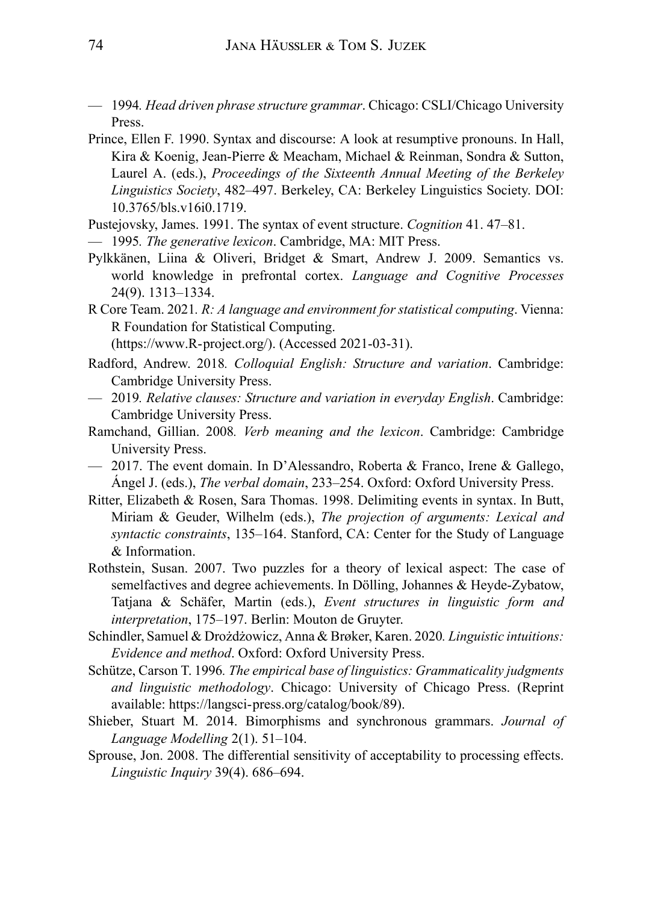— 1994. *Head driven phrase structure grammar*. Chicago: CSLI/Chicago University Press.

Prince, Ellen F. 1990. Syntax and discourse: A look at resumptive pronouns. In Hall, Kira & Koenig, Jean-Pierre & Meacham, Michael & Reinman, Sondra & Sutton, Laurel A. (eds.), *Proceedings of the Sixteenth Annual Meeting of the Berkeley Linguistics Society*, 482–497. Berkeley, CA: Berkeley Linguistics Society. DOI: 10.3765/bls.v16i0.1719.

Pustejovsky, James. 1991. The syntax of event structure. *Cognition* 41. 47–81.

— 1995. *The generative lexicon*. Cambridge, MA: MIT Press.

Pylkkänen, Liina & Oliveri, Bridget & Smart, Andrew J. 2009. Semantics vs. world knowledge in prefrontal cortex. *Language and Cognitive Processes* 24(9). 1313–1334.

R Core Team. 2021. *R: A language and environment for statistical computing*. Vienna: R Foundation for Statistical Computing. (https://www.R-project.org/). (Accessed 2021-03-31).

Radford, Andrew. 2018. *Colloquial English: Structure and variation*. Cambridge: Cambridge University Press.

— 2019. *Relative clauses: Structure and variation in everyday English*. Cambridge: Cambridge University Press.

Ramchand, Gillian. 2008. *Verb meaning and the lexicon*. Cambridge: Cambridge University Press.

— 2017. The event domain. In D'Alessandro, Roberta & Franco, Irene & Gallego, Ángel J. (eds.), *The verbal domain*, 233–254. Oxford: Oxford University Press.

Ritter, Elizabeth & Rosen, Sara Thomas. 1998. Delimiting events in syntax. In Butt, Miriam & Geuder, Wilhelm (eds.), *The projection of arguments: Lexical and syntactic constraints*, 135–164. Stanford, CA: Center for the Study of Language & Information.

Rothstein, Susan. 2007. Two puzzles for a theory of lexical aspect: The case of semelfactives and degree achievements. In Dölling, Johannes & Heyde-Zybatow, Tatjana & Schäfer, Martin (eds.), *Event structures in linguistic form and interpretation*, 175–197. Berlin: Mouton de Gruyter.

Schindler, Samuel & Drożdżowicz, Anna & Brøker, Karen. 2020. *Linguistic intuitions: Evidence and method*. Oxford: Oxford University Press.

Schütze, Carson T. 1996. *The empirical base of linguistics: Grammaticality judgments and linguistic methodology*. Chicago: University of Chicago Press. (Reprint available: https://langsci-press.org/catalog/book/89).

Shieber, Stuart M. 2014. Bimorphisms and synchronous grammars. *Journal of Language Modelling* 2(1). 51–104.

Sprouse, Jon. 2008. The differential sensitivity of acceptability to processing effects. *Linguistic Inquiry* 39(4). 686–694.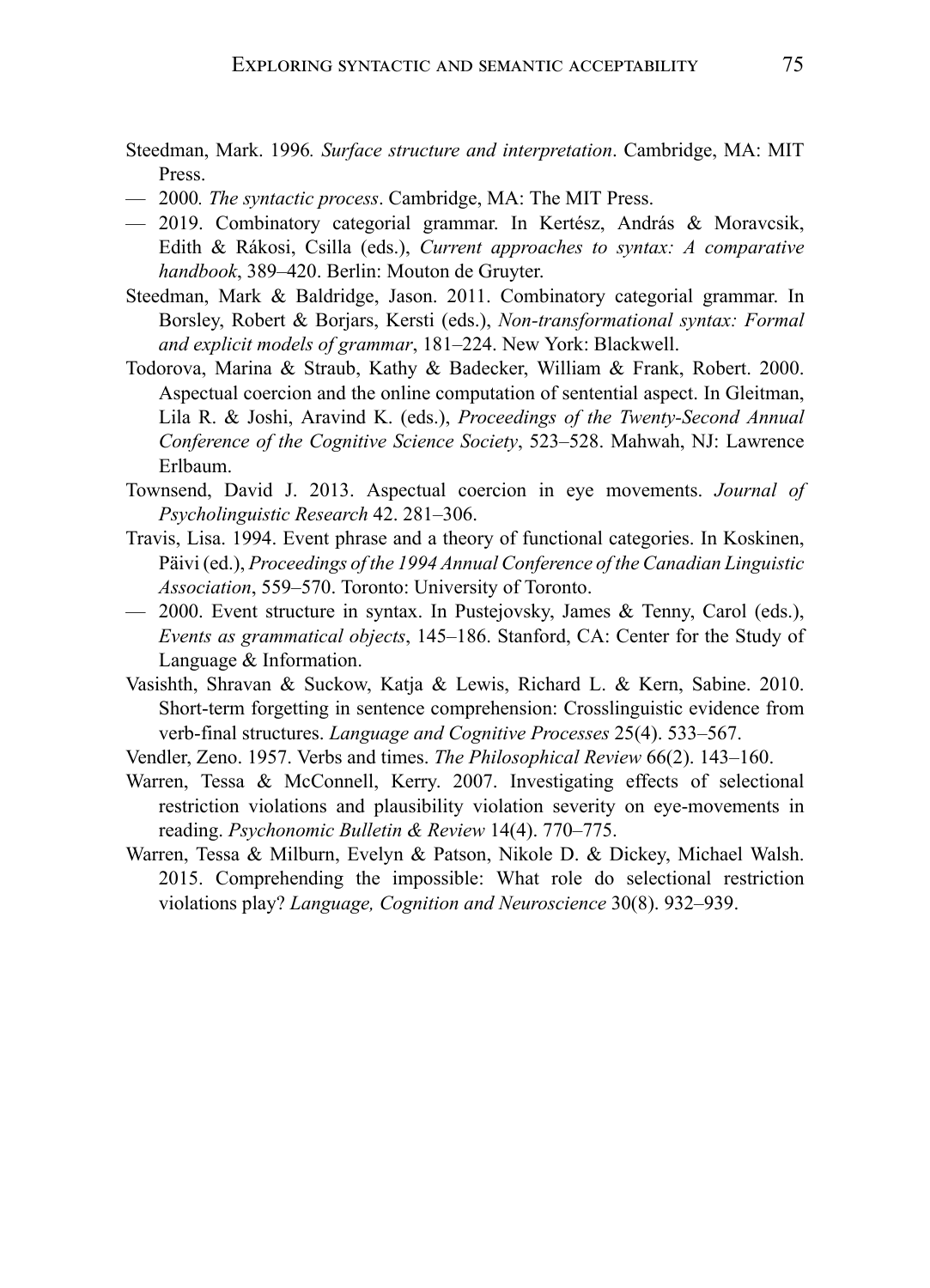Steedman, Mark. 1996. *Surface structure and interpretation*. Cambridge, MA: MIT Press.

— 2000. *The syntactic process*. Cambridge, MA: The MIT Press.

— 2019. Combinatory categorial grammar. In Kertész, András & Moravcsik, Edith & Rákosi, Csilla (eds.), *Current approaches to syntax: A comparative handbook*, 389–420. Berlin: Mouton de Gruyter.

Steedman, Mark & Baldridge, Jason. 2011. Combinatory categorial grammar. In Borsley, Robert & Borjars, Kersti (eds.), *Non-transformational syntax: Formal and explicit models of grammar*, 181–224. New York: Blackwell.

Todorova, Marina & Straub, Kathy & Badecker, William & Frank, Robert. 2000. Aspectual coercion and the online computation of sentential aspect. In Gleitman, Lila R. & Joshi, Aravind K. (eds.), *Proceedings of the Twenty-Second Annual Conference of the Cognitive Science Society*, 523–528. Mahwah, NJ: Lawrence Erlbaum.

Townsend, David J. 2013. Aspectual coercion in eye movements. *Journal of Psycholinguistic Research* 42. 281–306.

Travis, Lisa. 1994. Event phrase and a theory of functional categories. In Koskinen, Päivi (ed.), *Proceedings of the 1994 Annual Conference of the Canadian Linguistic Association*, 559–570. Toronto: University of Toronto.

— 2000. Event structure in syntax. In Pustejovsky, James & Tenny, Carol (eds.), *Events as grammatical objects*, 145–186. Stanford, CA: Center for the Study of Language & Information.

Vasishth, Shravan & Suckow, Katja & Lewis, Richard L. & Kern, Sabine. 2010. Short-term forgetting in sentence comprehension: Crosslinguistic evidence from verb-final structures. *Language and Cognitive Processes* 25(4). 533–567.

Vendler, Zeno. 1957. Verbs and times. *The Philosophical Review* 66(2). 143–160.

Warren, Tessa & McConnell, Kerry. 2007. Investigating effects of selectional restriction violations and plausibility violation severity on eye-movements in reading. *Psychonomic Bulletin & Review* 14(4). 770–775.

Warren, Tessa & Milburn, Evelyn & Patson, Nikole D. & Dickey, Michael Walsh. 2015. Comprehending the impossible: What role do selectional restriction violations play? *Language, Cognition and Neuroscience* 30(8). 932–939.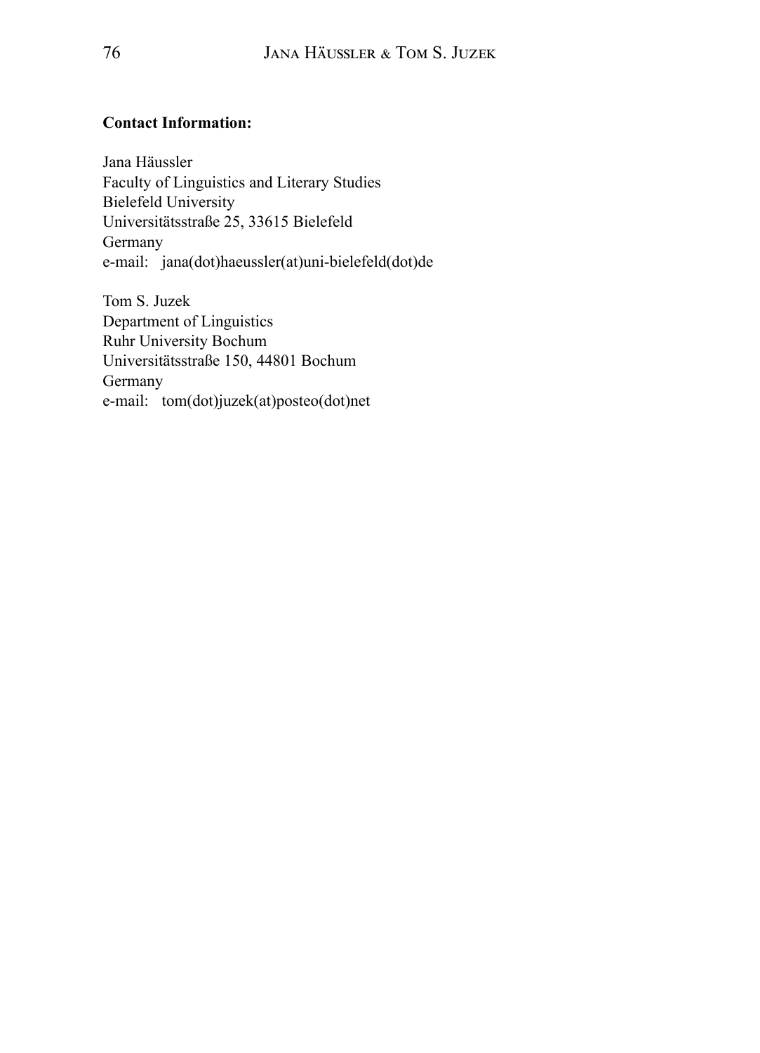**Contact Information:**

Jana Häussler
Faculty of Linguistics and Literary Studies
Bielefeld University
Universitätsstraße 25, 33615 Bielefeld
Germany
e-mail: jana(dot)haeussler(at)uni-bielefeld(dot)de

Tom S. Juzek
Department of Linguistics
Ruhr University Bochum
Universitätsstraße 150, 44801 Bochum
Germany
e-mail: tom(dot)juzek(at)posteo(dot)net